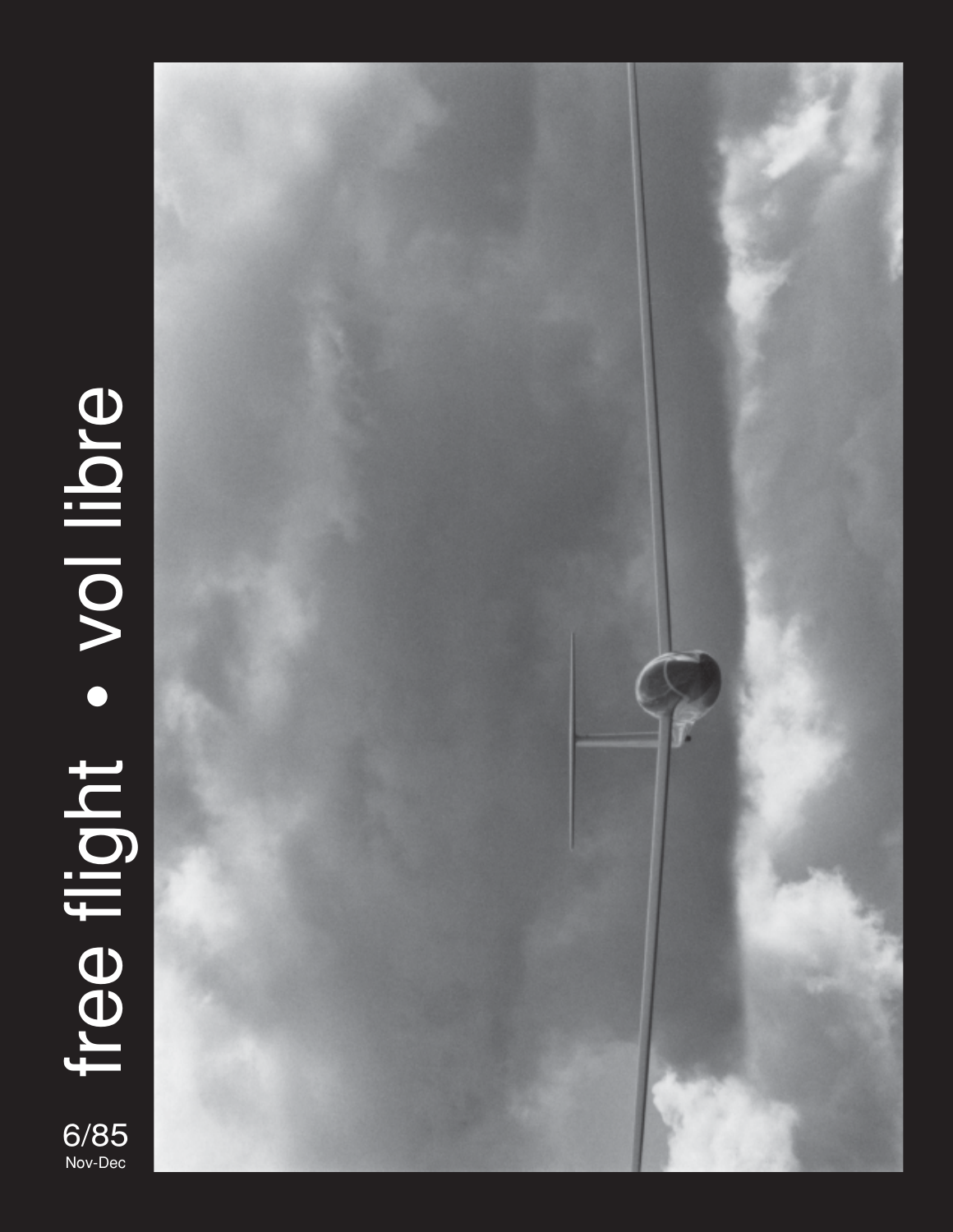# free flight • vol libre

6/85
Nov-Dec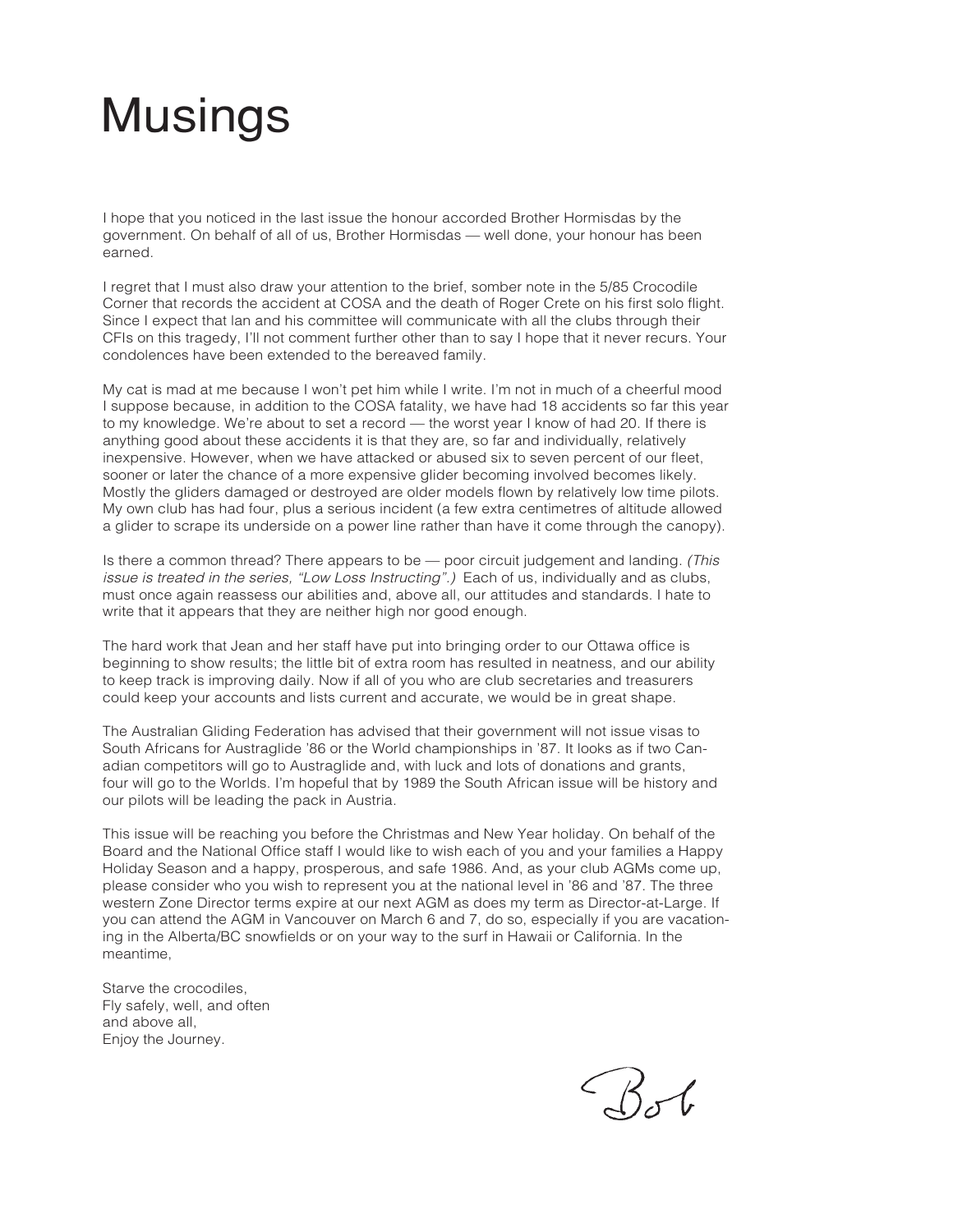# Musings

I hope that you noticed in the last issue the honour accorded Brother Hormisdas by the government. On behalf of all of us, Brother Hormisdas — well done, your honour has been earned.

I regret that I must also draw your attention to the brief, somber note in the 5/85 Crocodile Corner that records the accident at COSA and the death of Roger Crete on his first solo flight. Since I expect that Ian and his committee will communicate with all the clubs through their CFIs on this tragedy, I'll not comment further other than to say I hope that it never recurs. Your condolences have been extended to the bereaved family.

My cat is mad at me because I won't pet him while I write. I'm not in much of a cheerful mood I suppose because, in addition to the COSA fatality, we have had 18 accidents so far this year to my knowledge. We're about to set a record — the worst year I know of had 20. If there is anything good about these accidents it is that they are, so far and individually, relatively inexpensive. However, when we have attacked or abused six to seven percent of our fleet, sooner or later the chance of a more expensive glider becoming involved becomes likely. Mostly the gliders damaged or destroyed are older models flown by relatively low time pilots. My own club has had four, plus a serious incident (a few extra centimetres of altitude allowed a glider to scrape its underside on a power line rather than have it come through the canopy).

Is there a common thread? There appears to be — poor circuit judgement and landing. *(This issue is treated in the series, "Low Loss Instructing".)* Each of us, individually and as clubs, must once again reassess our abilities and, above all, our attitudes and standards. I hate to write that it appears that they are neither high nor good enough.

The hard work that Jean and her staff have put into bringing order to our Ottawa office is beginning to show results; the little bit of extra room has resulted in neatness, and our ability to keep track is improving daily. Now if all of you who are club secretaries and treasurers could keep your accounts and lists current and accurate, we would be in great shape.

The Australian Gliding Federation has advised that their government will not issue visas to South Africans for Austraglide '86 or the World championships in '87. It looks as if two Canadian competitors will go to Austraglide and, with luck and lots of donations and grants, four will go to the Worlds. I'm hopeful that by 1989 the South African issue will be history and our pilots will be leading the pack in Austria.

This issue will be reaching you before the Christmas and New Year holiday. On behalf of the Board and the National Office staff I would like to wish each of you and your families a Happy Holiday Season and a happy, prosperous, and safe 1986. And, as your club AGMs come up, please consider who you wish to represent you at the national level in '86 and '87. The three western Zone Director terms expire at our next AGM as does my term as Director-at-Large. If you can attend the AGM in Vancouver on March 6 and 7, do so, especially if you are vacationing in the Alberta/BC snowfields or on your way to the surf in Hawaii or California. In the meantime,

Starve the crocodiles,  
Fly safely, well, and often  
and above all,  
Enjoy the Journey.

Bob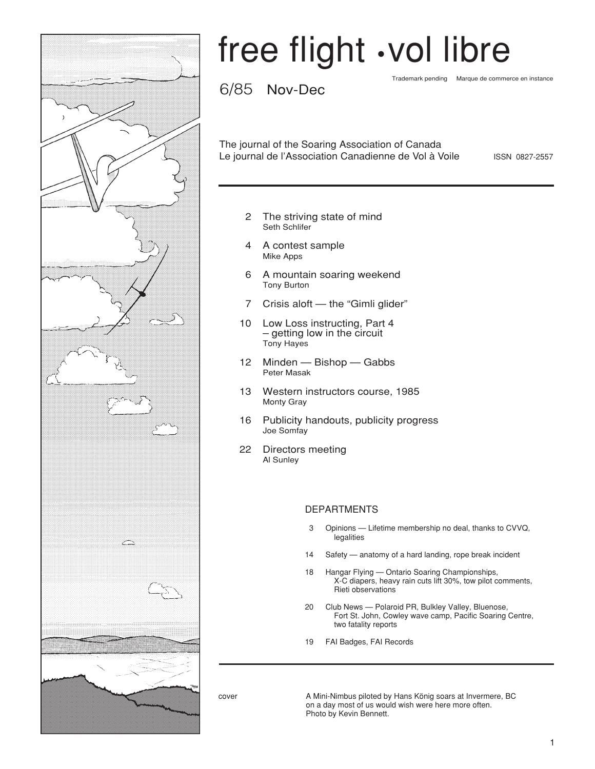# free flight • vol libre

Trademark pending   Marque de commerce en instance

## 6/85 Nov-Dec

The journal of the Soaring Association of Canada
Le journal de l'Association Canadienne de Vol à Voile   ISSN 0827-2557

2 The striving state of mind
Seth Schlifer

4 A contest sample
Mike Apps

6 A mountain soaring weekend
Tony Burton

7 Crisis aloft — the "Gimli glider"

10 Low Loss instructing, Part 4 – getting low in the circuit
Tony Hayes

12 Minden — Bishop — Gabbs
Peter Masak

13 Western instructors course, 1985
Monty Gray

16 Publicity handouts, publicity progress
Joe Somfay

22 Directors meeting
Al Sunley

### DEPARTMENTS

3 Opinions — Lifetime membership no deal, thanks to CVVQ, legalities

14 Safety — anatomy of a hard landing, rope break incident

18 Hangar Flying — Ontario Soaring Championships, X-C diapers, heavy rain cuts lift 30%, tow pilot comments, Rieti observations

20 Club News — Polaroid PR, Bulkley Valley, Bluenose, Fort St. John, Cowley wave camp, Pacific Soaring Centre, two fatality reports

19 FAI Badges, FAI Records

cover — A Mini-Nimbus piloted by Hans König soars at Invermere, BC on a day most of us would wish were here more often. Photo by Kevin Bennett.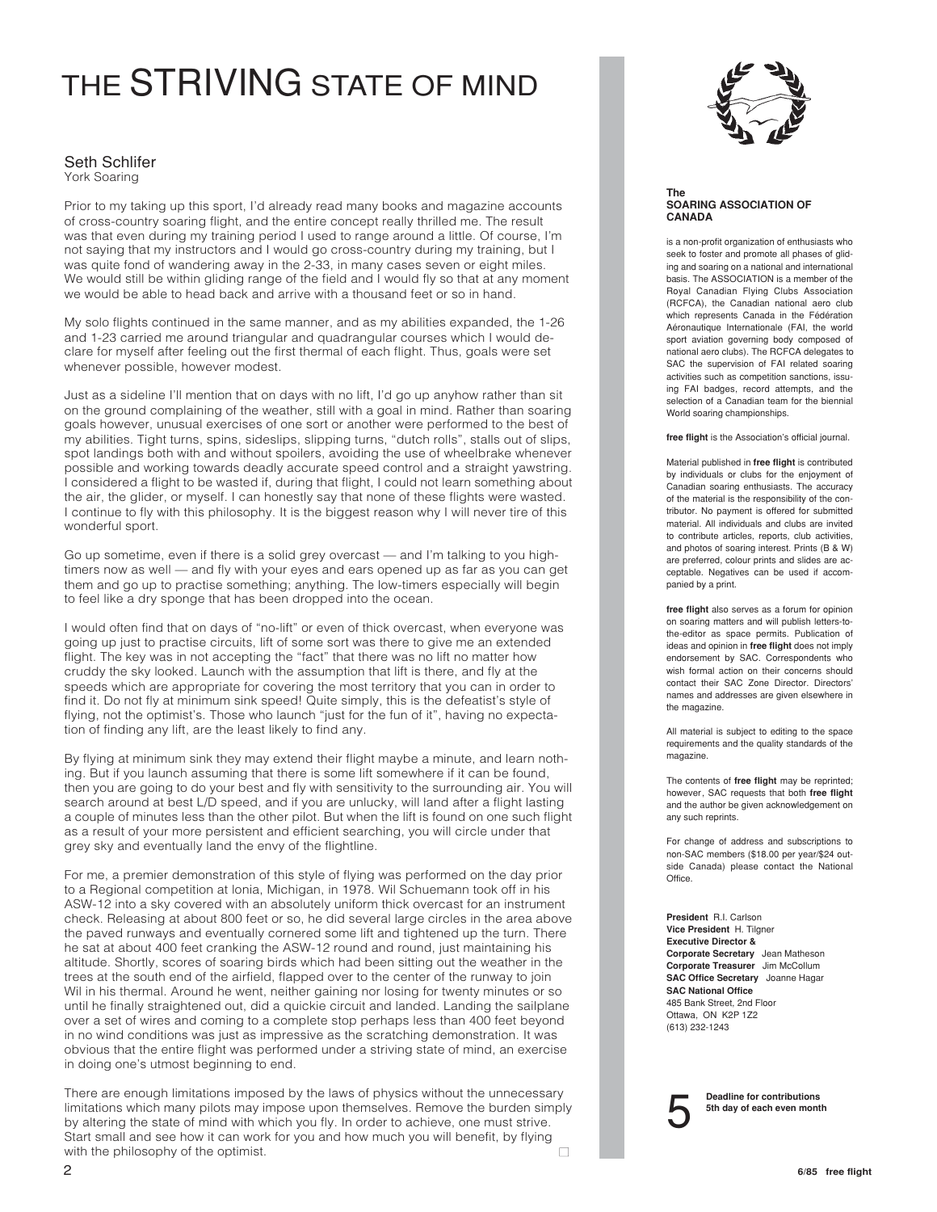# THE STRIVING STATE OF MIND

Seth Schlifer
York Soaring

Prior to my taking up this sport, I'd already read many books and magazine accounts of cross-country soaring flight, and the entire concept really thrilled me. The result was that even during my training period I used to range around a little. Of course, I'm not saying that my instructors and I would go cross-country during my training, but I was quite fond of wandering away in the 2-33, in many cases seven or eight miles. We would still be within gliding range of the field and I would fly so that at any moment we would be able to head back and arrive with a thousand feet or so in hand.

My solo flights continued in the same manner, and as my abilities expanded, the 1-26 and 1-23 carried me around triangular and quadrangular courses which I would declare for myself after feeling out the first thermal of each flight. Thus, goals were set whenever possible, however modest.

Just as a sideline I'll mention that on days with no lift, I'd go up anyhow rather than sit on the ground complaining of the weather, still with a goal in mind. Rather than soaring goals however, unusual exercises of one sort or another were performed to the best of my abilities. Tight turns, spins, sideslips, slipping turns, "dutch rolls", stalls out of slips, spot landings both with and without spoilers, avoiding the use of wheelbrake whenever possible and working towards deadly accurate speed control and a straight yawstring. I considered a flight to be wasted if, during that flight, I could not learn something about the air, the glider, or myself. I can honestly say that none of these flights were wasted. I continue to fly with this philosophy. It is the biggest reason why I will never tire of this wonderful sport.

Go up sometime, even if there is a solid grey overcast — and I'm talking to you high-timers now as well — and fly with your eyes and ears opened up as far as you can get them and go up to practise something; anything. The low-timers especially will begin to feel like a dry sponge that has been dropped into the ocean.

I would often find that on days of "no-lift" or even of thick overcast, when everyone was going up just to practise circuits, lift of some sort was there to give me an extended flight. The key was in not accepting the "fact" that there was no lift no matter how cruddy the sky looked. Launch with the assumption that lift is there, and fly at the speeds which are appropriate for covering the most territory that you can in order to find it. Do not fly at minimum sink speed! Quite simply, this is the defeatist's style of flying, not the optimist's. Those who launch "just for the fun of it", having no expectation of finding any lift, are the least likely to find any.

By flying at minimum sink they may extend their flight maybe a minute, and learn nothing. But if you launch assuming that there is some lift somewhere if it can be found, then you are going to do your best and fly with sensitivity to the surrounding air. You will search around at best L/D speed, and if you are unlucky, will land after a flight lasting a couple of minutes less than the other pilot. But when the lift is found on one such flight as a result of your more persistent and efficient searching, you will circle under that grey sky and eventually land the envy of the flightline.

For me, a premier demonstration of this style of flying was performed on the day prior to a Regional competition at Ionia, Michigan, in 1978. Wil Schuemann took off in his ASW-12 into a sky covered with an absolutely uniform thick overcast for an instrument check. Releasing at about 800 feet or so, he did several large circles in the area above the paved runways and eventually cornered some lift and tightened up the turn. There he sat at about 400 feet cranking the ASW-12 round and round, just maintaining his altitude. Shortly, scores of soaring birds which had been sitting out the weather in the trees at the south end of the airfield, flapped over to the center of the runway to join Wil in his thermal. Around he went, neither gaining nor losing for twenty minutes or so until he finally straightened out, did a quickie circuit and landed. Landing the sailplane over a set of wires and coming to a complete stop perhaps less than 400 feet beyond in no wind conditions was just as impressive as the scratching demonstration. It was obvious that the entire flight was performed under a striving state of mind, an exercise in doing one's utmost beginning to end.

There are enough limitations imposed by the laws of physics without the unnecessary limitations which many pilots may impose upon themselves. Remove the burden simply by altering the state of mind with which you fly. In order to achieve, one must strive. Start small and see how it can work for you and how much you will benefit, by flying with the philosophy of the optimist. □

**The SOARING ASSOCIATION OF CANADA**

is a non-profit organization of enthusiasts who seek to foster and promote all phases of gliding and soaring on a national and international basis. The ASSOCIATION is a member of the Royal Canadian Flying Clubs Association (RCFCA), the Canadian national aero club which represents Canada in the Fédération Aéronautique Internationale (FAI, the world sport aviation governing body composed of national aero clubs). The RCFCA delegates to SAC the supervision of FAI related soaring activities such as competition sanctions, issuing FAI badges, record attempts, and the selection of a Canadian team for the biennial World soaring championships.

**free flight** is the Association's official journal.

Material published in **free flight** is contributed by individuals or clubs for the enjoyment of Canadian soaring enthusiasts. The accuracy of the material is the responsibility of the contributor. No payment is offered for submitted material. All individuals and clubs are invited to contribute articles, reports, club activities, and photos of soaring interest. Prints (B & W) are preferred, colour prints and slides are acceptable. Negatives can be used if accompanied by a print.

**free flight** also serves as a forum for opinion on soaring matters and will publish letters-to-the-editor as space permits. Publication of ideas and opinion in **free flight** does not imply endorsement by SAC. Correspondents who wish formal action on their concerns should contact their SAC Zone Director. Directors' names and addresses are given elsewhere in the magazine.

All material is subject to editing to the space requirements and the quality standards of the magazine.

The contents of **free flight** may be reprinted; however, SAC requests that both **free flight** and the author be given acknowledgement on any such reprints.

For change of address and subscriptions to non-SAC members ($18.00 per year/$24 outside Canada) please contact the National Office.

**President** R.I. Carlson
**Vice President** H. Tilgner
**Executive Director & Corporate Secretary** Jean Matheson
**Corporate Treasurer** Jim McCollum
**SAC Office Secretary** Joanne Hagar
**SAC National Office**
485 Bank Street, 2nd Floor
Ottawa, ON K2P 1Z2
(613) 232-1243

**5 Deadline for contributions 5th day of each even month**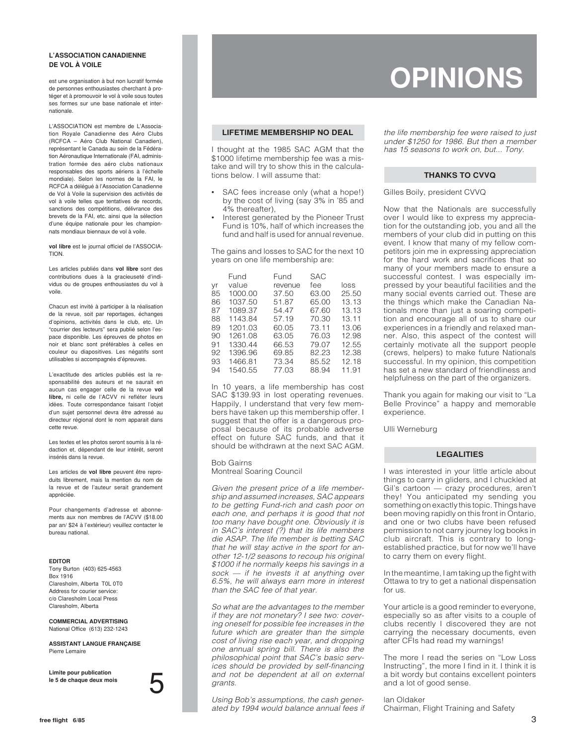**L'ASSOCIATION CANADIENNE DE VOL À VOILE**

est une organisation à but non lucratif formée de personnes enthousiastes cherchant à protéger et à promouvoir le vol à voile sous toutes ses formes sur une base nationale et internationale.

L'ASSOCIATION est membre de L'Association Royale Canadienne des Aéro Clubs (RCFCA – Aéro Club National Canadien), représentant le Canada au sein de la Fédération Aéronautique Internationale (FAI, administration formée des aéro clubs nationaux responsables des sports aériens à l'échelle mondiale). Selon les normes de la FAI, le RCFCA a délégué à l'Association Canadienne de Vol à Voile la supervision des activités de vol à voile telles que tentatives de records, sanctions des compétitions, délivrance des brevets de la FAI, etc. ainsi que la sélection d'une équipe nationale pour les championnats mondiaux biennaux de vol à voile.

**vol libre** est le journal officiel de l'ASSOCIATION.

Les articles publiés dans **vol libre** sont des contributions dues à la gracieuseté d'individus ou de groupes enthousiastes du vol à voile.

Chacun est invité à participer à la réalisation de la revue, soit par reportages, échanges d'opinions, activités dans le club, etc. Un "courrier des lecteurs" sera publié selon l'espace disponible. Les épreuves de photos en noir et blanc sont préférables à celles en couleur ou diapositives. Les négatifs sont utilisables si accompagnés d'épreuves.

L'exactitude des articles publiés est la responsabilité des auteurs et ne saurait en aucun cas engager celle de la revue **vol libre,** ni celle de l'ACVV ni refléter leurs idées. Toute correspondance faisant l'objet d'un sujet personnel devra être adressé au directeur régional dont le nom apparait dans cette revue.

Les textes et les photos seront soumis à la rédaction et, dépendant de leur intérêt, seront insérés dans la revue.

Les articles de **vol libre** peuvent être reproduits librement, mais la mention du nom de la revue et de l'auteur serait grandement appréciée.

Pour changements d'adresse et abonnements aux non membres de l'ACVV ($18.00 par an/ $24 à l'extérieur) veuillez contacter le bureau national.

**EDITOR**
Tony Burton (403) 625-4563
Box 1916
Claresholm, Alberta T0L 0T0
Address for courier service:
c/o Claresholm Local Press
Claresholm, Alberta

**COMMERCIAL ADVERTISING**
National Office (613) 232-1243

**ASSISTANT LANGUE FRANÇAISE**
Pierre Lemaire

**Limite pour publication le 5 de chaque deux mois**

5

# OPINIONS

## LIFETIME MEMBERSHIP NO DEAL

I thought at the 1985 SAC AGM that the $1000 lifetime membership fee was a mistake and will try to show this in the calculations below. I will assume that:

- SAC fees increase only (what a hope!) by the cost of living (say 3% in '85 and 4% thereafter),
- Interest generated by the Pioneer Trust Fund is 10%, half of which increases the fund and half is used for annual revenue.

The gains and losses to SAC for the next 10 years on one life membership are:

| yr | Fund value | Fund revenue | SAC fee | loss |
|---|---|---|---|---|
| 85 | 1000.00 | 37.50 | 63.00 | 25.50 |
| 86 | 1037.50 | 51.87 | 65.00 | 13.13 |
| 87 | 1089.37 | 54.47 | 67.60 | 13.13 |
| 88 | 1143.84 | 57.19 | 70.30 | 13.11 |
| 89 | 1201.03 | 60.05 | 73.11 | 13.06 |
| 90 | 1261.08 | 63.05 | 76.03 | 12.98 |
| 91 | 1330.44 | 66.53 | 79.07 | 12.55 |
| 92 | 1396.96 | 69.85 | 82.23 | 12.38 |
| 93 | 1466.81 | 73.34 | 85.52 | 12.18 |
| 94 | 1540.55 | 77.03 | 88.94 | 11.91 |

In 10 years, a life membership has cost SAC $139.93 in lost operating revenues. Happily, I understand that very few members have taken up this membership offer. I suggest that the offer is a dangerous proposal because of its probable adverse effect on future SAC funds, and that it should be withdrawn at the next SAC AGM.

Bob Gairns
Montreal Soaring Council

*Given the present price of a life membership and assumed increases, SAC appears to be getting Fund-rich and cash poor on each one, and perhaps it is good that not too many have bought one. Obviously it is in SAC's interest (?) that its life members die ASAP. The life member is betting SAC that he will stay active in the sport for another 12-1/2 seasons to recoup his original $1000 if he normally keeps his savings in a sock — if he invests it at anything over 6.5%, he will always earn more in interest than the SAC fee of that year.*

*So what are the advantages to the member if they are not monetary? I see two: covering oneself for possible fee increases in the future which are greater than the simple cost of living rise each year, and dropping one annual spring bill. There is also the philosophical point that SAC's basic services should be provided by self-financing and not be dependent at all on external grants.*

*Using Bob's assumptions, the cash generated by 1994 would balance annual fees if the life membership fee were raised to just under $1250 for 1986. But then a member has 15 seasons to work on, but... Tony.*

## THANKS TO CVVQ

Gilles Boily, president CVVQ

Now that the Nationals are successfully over I would like to express my appreciation for the outstanding job, you and all the members of your club did in putting on this event. I know that many of my fellow competitors join me in expressing appreciation for the hard work and sacrifices that so many of your members made to ensure a successful contest. I was especially impressed by your beautiful facilities and the many social events carried out. These are the things which make the Canadian Nationals more than just a soaring competition and encourage all of us to share our experiences in a friendly and relaxed manner. Also, this aspect of the contest will certainly motivate all the support people (crews, helpers) to make future Nationals successful. In my opinion, this competition has set a new standard of friendliness and helpfulness on the part of the organizers.

Thank you again for making our visit to "La Belle Province" a happy and memorable experience.

Ulli Werneburg

## LEGALITIES

I was interested in your little article about things to carry in gliders, and I chuckled at Gil's cartoon — crazy procedures, aren't they! You anticipated my sending you something on exactly this topic. Things have been moving rapidly on this front in Ontario, and one or two clubs have been refused permission to not carry journey log books in club aircraft. This is contrary to long-established practice, but for now we'll have to carry them on every flight.

In the meantime, I am taking up the fight with Ottawa to try to get a national dispensation for us.

Your article is a good reminder to everyone, especially so as after visits to a couple of clubs recently I discovered they are not carrying the necessary documents, even after CFIs had read my warnings!

The more I read the series on "Low Loss Instructing", the more I find in it. I think it is a bit wordy but contains excellent pointers and a lot of good sense.

Ian Oldaker
Chairman, Flight Training and Safety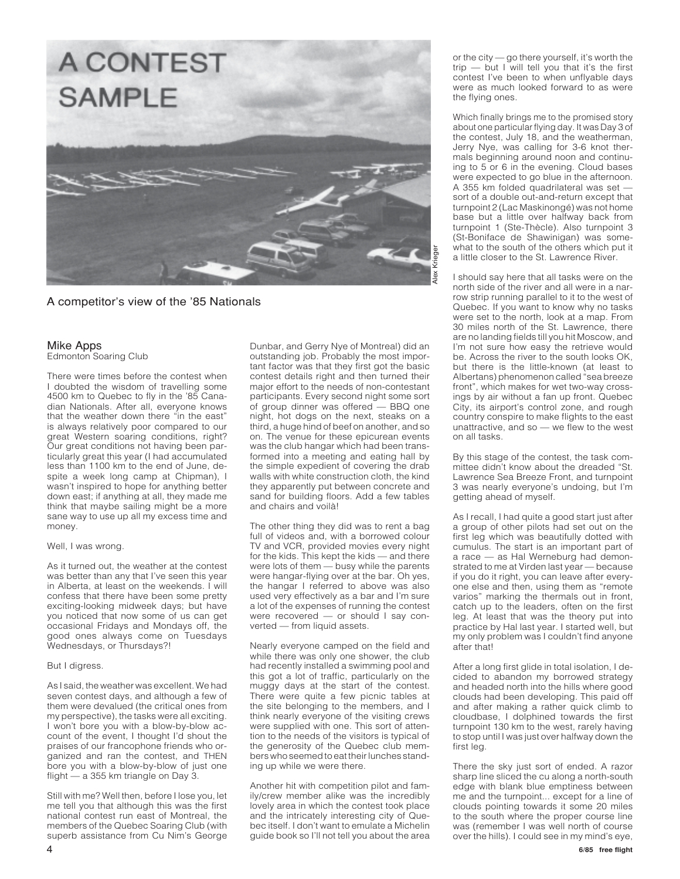# A CONTEST SAMPLE

A competitor's view of the '85 Nationals

Alex Krieger

**Mike Apps**
Edmonton Soaring Club

There were times before the contest when I doubted the wisdom of travelling some 4500 km to Quebec to fly in the '85 Canadian Nationals. After all, everyone knows that the weather down there "in the east" is always relatively poor compared to our great Western soaring conditions, right? Our great conditions not having been particularly great this year (I had accumulated less than 1100 km to the end of June, despite a week long camp at Chipman), I wasn't inspired to hope for anything better down east; if anything at all, they made me think that maybe sailing might be a more sane way to use up all my excess time and money.

Well, I was wrong.

As it turned out, the weather at the contest was better than any that I've seen this year in Alberta, at least on the weekends. I will confess that there have been some pretty exciting-looking midweek days; but have you noticed that now some of us can get occasional Fridays and Mondays off, the good ones always come on Tuesdays Wednesdays, or Thursdays?!

But I digress.

As I said, the weather was excellent. We had seven contest days, and although a few of them were devalued (the critical ones from my perspective), the tasks were all exciting. I won't bore you with a blow-by-blow account of the event, I thought I'd shout the praises of our francophone friends who organized and ran the contest, and THEN bore you with a blow-by-blow of just one flight — a 355 km triangle on Day 3.

Still with me? Well then, before I lose you, let me tell you that although this was the first national contest run east of Montreal, the members of the Quebec Soaring Club (with superb assistance from Cu Nim's George Dunbar, and Gerry Nye of Montreal) did an outstanding job. Probably the most important factor was that they first got the basic contest details right and then turned their major effort to the needs of non-contestant participants. Every second night some sort of group dinner was offered — BBQ one night, hot dogs on the next, steaks on a third, a huge hind of beef on another, and so on. The venue for these epicurean events was the club hangar which had been transformed into a meeting and eating hall by the simple expedient of covering the drab walls with white construction cloth, the kind they apparently put between concrete and sand for building floors. Add a few tables and chairs and voilà!

The other thing they did was to rent a bag full of videos and, with a borrowed colour TV and VCR, provided movies every night for the kids. This kept the kids — and there were lots of them — busy while the parents were hangar-flying over at the bar. Oh yes, the hangar I referred to above was also used very effectively as a bar and I'm sure a lot of the expenses of running the contest were recovered — or should I say converted — from liquid assets.

Nearly everyone camped on the field and while there was only one shower, the club had recently installed a swimming pool and this got a lot of traffic, particularly on the muggy days at the start of the contest. There were quite a few picnic tables at the site belonging to the members, and I think nearly everyone of the visiting crews were supplied with one. This sort of attention to the needs of the visitors is typical of the generosity of the Quebec club members who seemed to eat their lunches standing up while we were there.

Another hit with competition pilot and family/crew member alike was the incredibly lovely area in which the contest took place and the intricately interesting city of Quebec itself. I don't want to emulate a Michelin guide book so I'll not tell you about the area or the city — go there yourself, it's worth the trip — but I will tell you that it's the first contest I've been to when unflyable days were as much looked forward to as were the flying ones.

Which finally brings me to the promised story about one particular flying day. It was Day 3 of the contest, July 18, and the weatherman, Jerry Nye, was calling for 3-6 knot thermals beginning around noon and continuing to 5 or 6 in the evening. Cloud bases were expected to go blue in the afternoon. A 355 km folded quadrilateral was set — sort of a double out-and-return except that turnpoint 2 (Lac Maskinongé) was not home base but a little over halfway back from turnpoint 1 (Ste-Thècle). Also turnpoint 3 (St-Boniface de Shawinigan) was somewhat to the south of the others which put it a little closer to the St. Lawrence River.

I should say here that all tasks were on the north side of the river and all were in a narrow strip running parallel to it to the west of Quebec. If you want to know why no tasks were set to the north, look at a map. From 30 miles north of the St. Lawrence, there are no landing fields till you hit Moscow, and I'm not sure how easy the retrieve would be. Across the river to the south looks OK, but there is the little-known (at least to Albertans) phenomenon called "sea breeze front", which makes for wet two-way crossings by air without a fan up front. Quebec City, its airport's control zone, and rough country conspire to make flights to the east unattractive, and so — we flew to the west on all tasks.

By this stage of the contest, the task committee didn't know about the dreaded "St. Lawrence Sea Breeze Front, and turnpoint 3 was nearly everyone's undoing, but I'm getting ahead of myself.

As I recall, I had quite a good start just after a group of other pilots had set out on the first leg which was beautifully dotted with cumulus. The start is an important part of a race — as Hal Werneburg had demonstrated to me at Virden last year — because if you do it right, you can leave after everyone else and then, using them as "remote varios" marking the thermals out in front, catch up to the leaders, often on the first leg. At least that was the theory put into practice by Hal last year. I started well, but my only problem was I couldn't find anyone after that!

After a long first glide in total isolation, I decided to abandon my borrowed strategy and headed north into the hills where good clouds had been developing. This paid off and after making a rather quick climb to cloudbase, I dolphined towards the first turnpoint 130 km to the west, rarely having to stop until I was just over halfway down the first leg.

There the sky just sort of ended. A razor sharp line sliced the cu along a north-south edge with blank blue emptiness between me and the turnpoint... except for a line of clouds pointing towards it some 20 miles to the south where the proper course line was (remember I was well north of course over the hills). I could see in my mind's eye,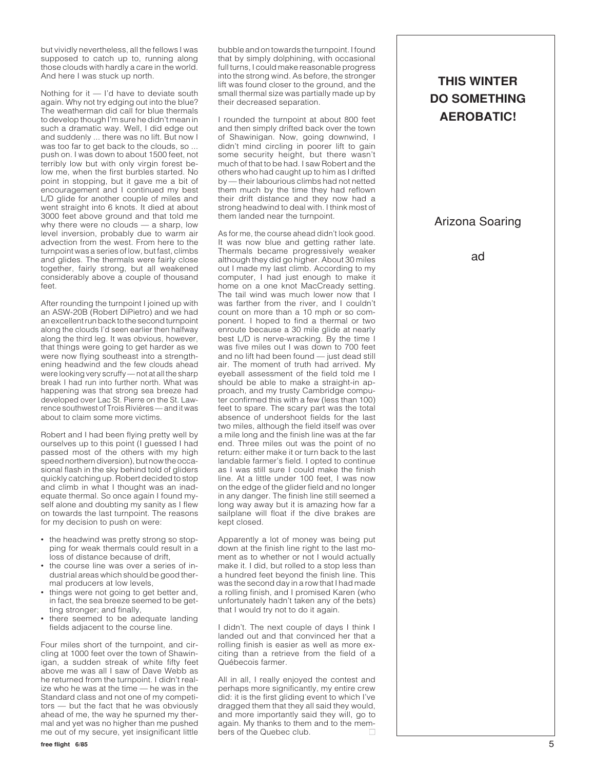but vividly nevertheless, all the fellows I was supposed to catch up to, running along those clouds with hardly a care in the world. And here I was stuck up north.

Nothing for it — I'd have to deviate south again. Why not try edging out into the blue? The weatherman did call for blue thermals to develop though I'm sure he didn't mean in such a dramatic way. Well, I did edge out and suddenly ... there was no lift. But now I was too far to get back to the clouds, so ... push on. I was down to about 1500 feet, not terribly low but with only virgin forest below me, when the first burbles started. No point in stopping, but it gave me a bit of encouragement and I continued my best L/D glide for another couple of miles and went straight into 6 knots. It died at about 3000 feet above ground and that told me why there were no clouds — a sharp, low level inversion, probably due to warm air advection from the west. From here to the turnpoint was a series of low, but fast, climbs and glides. The thermals were fairly close together, fairly strong, but all weakened considerably above a couple of thousand feet.

After rounding the turnpoint I joined up with an ASW-20B (Robert DiPietro) and we had an excellent run back to the second turnpoint along the clouds I'd seen earlier then halfway along the third leg. It was obvious, however, that things were going to get harder as we were now flying southeast into a strengthening headwind and the few clouds ahead were looking very scruffy — not at all the sharp break I had run into further north. What was happening was that strong sea breeze had developed over Lac St. Pierre on the St. Lawrence southwest of Trois Rivières — and it was about to claim some more victims.

Robert and I had been flying pretty well by ourselves up to this point (I guessed I had passed most of the others with my high speed northern diversion), but now the occasional flash in the sky behind told of gliders quickly catching up. Robert decided to stop and climb in what I thought was an inadequate thermal. So once again I found myself alone and doubting my sanity as I flew on towards the last turnpoint. The reasons for my decision to push on were:

- the headwind was pretty strong so stopping for weak thermals could result in a loss of distance because of drift,
- the course line was over a series of industrial areas which should be good thermal producers at low levels,
- things were not going to get better and, in fact, the sea breeze seemed to be getting stronger; and finally,
- there seemed to be adequate landing fields adjacent to the course line.

Four miles short of the turnpoint, and circling at 1000 feet over the town of Shawinigan, a sudden streak of white fifty feet above me was all I saw of Dave Webb as he returned from the turnpoint. I didn't realize who he was at the time — he was in the Standard class and not one of my competitors — but the fact that he was obviously ahead of me, the way he spurned my thermal and yet was no higher than me pushed me out of my secure, yet insignificant little bubble and on towards the turnpoint. I found that by simply dolphining, with occasional full turns, I could make reasonable progress into the strong wind. As before, the stronger lift was found closer to the ground, and the small thermal size was partially made up by their decreased separation.

I rounded the turnpoint at about 800 feet and then simply drifted back over the town of Shawinigan. Now, going downwind, I didn't mind circling in poorer lift to gain some security height, but there wasn't much of that to be had. I saw Robert and the others who had caught up to him as I drifted by — their labourious climbs had not netted them much by the time they had reflown their drift distance and they now had a strong headwind to deal with. I think most of them landed near the turnpoint.

As for me, the course ahead didn't look good. It was now blue and getting rather late. Thermals became progressively weaker although they did go higher. About 30 miles out I made my last climb. According to my computer, I had just enough to make it home on a one knot MacCready setting. The tail wind was much lower now that I was farther from the river, and I couldn't count on more than a 10 mph or so component. I hoped to find a thermal or two enroute because a 30 mile glide at nearly best L/D is nerve-wracking. By the time I was five miles out I was down to 700 feet and no lift had been found — just dead still air. The moment of truth had arrived. My eyeball assessment of the field told me I should be able to make a straight-in approach, and my trusty Cambridge computer confirmed this with a few (less than 100) feet to spare. The scary part was the total absence of undershoot fields for the last two miles, although the field itself was over a mile long and the finish line was at the far end. Three miles out was the point of no return: either make it or turn back to the last landable farmer's field. I opted to continue as I was still sure I could make the finish line. At a little under 100 feet, I was now on the edge of the glider field and no longer in any danger. The finish line still seemed a long way away but it is amazing how far a sailplane will float if the dive brakes are kept closed.

Apparently a lot of money was being put down at the finish line right to the last moment as to whether or not I would actually make it. I did, but rolled to a stop less than a hundred feet beyond the finish line. This was the second day in a row that I had made a rolling finish, and I promised Karen (who unfortunately hadn't taken any of the bets) that I would try not to do it again.

I didn't. The next couple of days I think I landed out and that convinced her that a rolling finish is easier as well as more exciting than a retrieve from the field of a Québecois farmer.

All in all, I really enjoyed the contest and perhaps more significantly, my entire crew did: it is the first gliding event to which I've dragged them that they all said they would, and more importantly said they will, go to again. My thanks to them and to the members of the Quebec club. □

**THIS WINTER DO SOMETHING AEROBATIC!**

Arizona Soaring

ad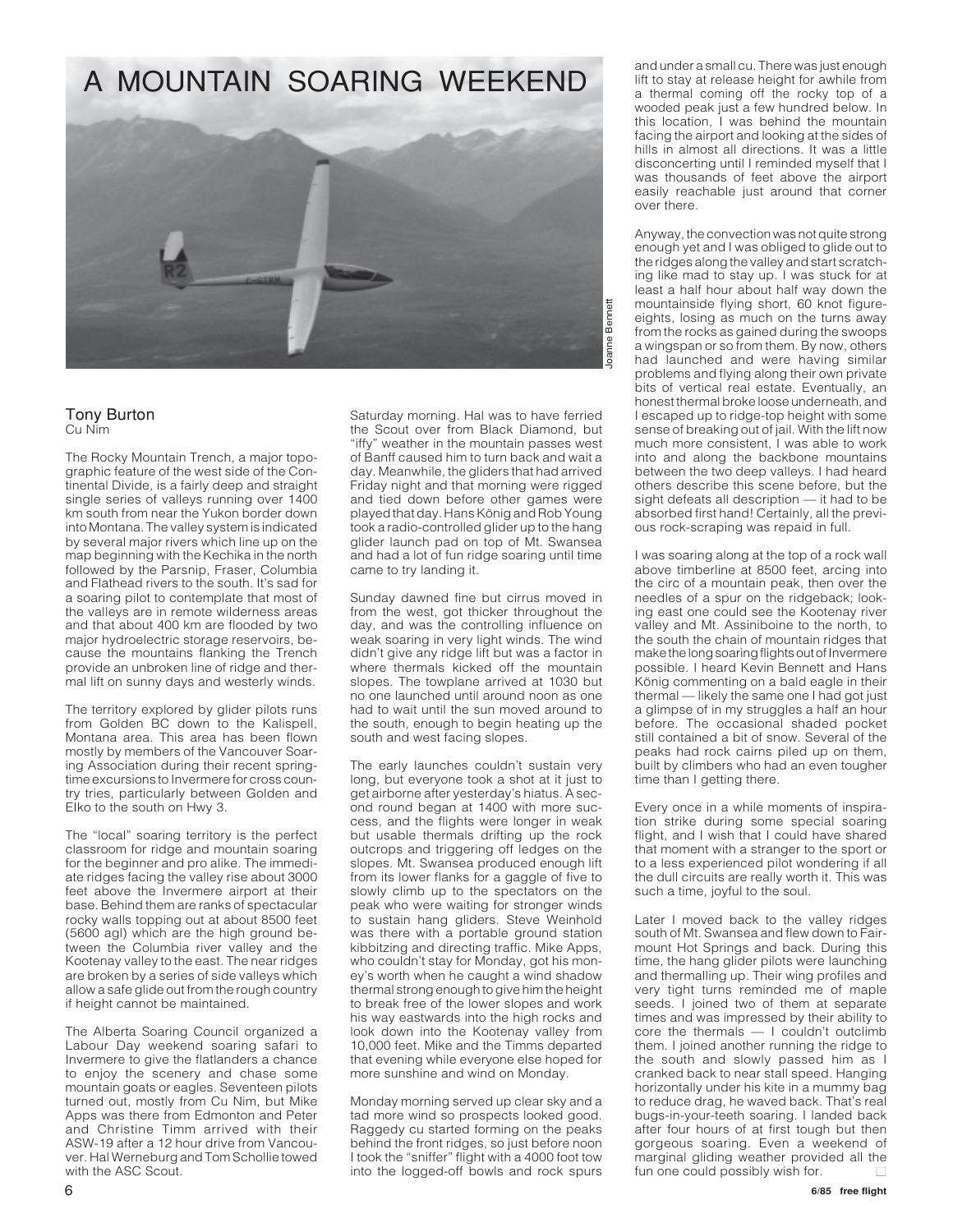# A MOUNTAIN SOARING WEEKEND

Joanne Bennett

**Tony Burton**
Cu Nim

The Rocky Mountain Trench, a major topographic feature of the west side of the Continental Divide, is a fairly deep and straight single series of valleys running over 1400 km south from near the Yukon border down into Montana. The valley system is indicated by several major rivers which line up on the map beginning with the Kechika in the north followed by the Parsnip, Fraser, Columbia and Flathead rivers to the south. It's sad for a soaring pilot to contemplate that most of the valleys are in remote wilderness areas and that about 400 km are flooded by two major hydroelectric storage reservoirs, because the mountains flanking the Trench provide an unbroken line of ridge and thermal lift on sunny days and westerly winds.

The territory explored by glider pilots runs from Golden BC down to the Kalispell, Montana area. This area has been flown mostly by members of the Vancouver Soaring Association during their recent springtime excursions to Invermere for cross country tries, particularly between Golden and Elko to the south on Hwy 3.

The "local" soaring territory is the perfect classroom for ridge and mountain soaring for the beginner and pro alike. The immediate ridges facing the valley rise about 3000 feet above the Invermere airport at their base. Behind them are ranks of spectacular rocky walls topping out at about 8500 feet (5600 agl) which are the high ground between the Columbia river valley and the Kootenay valley to the east. The near ridges are broken by a series of side valleys which allow a safe glide out from the rough country if height cannot be maintained.

The Alberta Soaring Council organized a Labour Day weekend soaring safari to Invermere to give the flatlanders a chance to enjoy the scenery and chase some mountain goats or eagles. Seventeen pilots turned out, mostly from Cu Nim, but Mike Apps was there from Edmonton and Peter and Christine Timm arrived with their ASW-19 after a 12 hour drive from Vancouver. Hal Werneburg and Tom Schollie towed with the ASC Scout.

Saturday morning. Hal was to have ferried the Scout over from Black Diamond, but "iffy" weather in the mountain passes west of Banff caused him to turn back and wait a day. Meanwhile, the gliders that had arrived Friday night and that morning were rigged and tied down before other games were played that day. Hans König and Rob Young took a radio-controlled glider up to the hang glider launch pad on top of Mt. Swansea and had a lot of fun ridge soaring until time came to try landing it.

Sunday dawned fine but cirrus moved in from the west, got thicker throughout the day, and was the controlling influence on weak soaring in very light winds. The wind didn't give any ridge lift but was a factor in where thermals kicked off the mountain slopes. The towplane arrived at 1030 but no one launched until around noon as one had to wait until the sun moved around to the south, enough to begin heating up the south and west facing slopes.

The early launches couldn't sustain very long, but everyone took a shot at it just to get airborne after yesterday's hiatus. A second round began at 1400 with more success, and the flights were longer in weak but usable thermals drifting up the rock outcrops and triggering off ledges on the slopes. Mt. Swansea produced enough lift from its lower flanks for a gaggle of five to slowly climb up to the spectators on the peak who were waiting for stronger winds to sustain hang gliders. Steve Weinhold was there with a portable ground station kibbitzing and directing traffic. Mike Apps, who couldn't stay for Monday, got his money's worth when he caught a wind shadow thermal strong enough to give him the height to break free of the lower slopes and work his way eastwards into the high rocks and look down into the Kootenay valley from 10,000 feet. Mike and the Timms departed that evening while everyone else hoped for more sunshine and wind on Monday.

Monday morning served up clear sky and a tad more wind so prospects looked good. Raggedy cu started forming on the peaks behind the front ridges, so just before noon I took the "sniffer" flight with a 4000 foot tow into the logged-off bowls and rock spurs and under a small cu. There was just enough lift to stay at release height for awhile from a thermal coming off the rocky top of a wooded peak just a few hundred below. In this location, I was behind the mountain facing the airport and looking at the sides of hills in almost all directions. It was a little disconcerting until I reminded myself that I was thousands of feet above the airport easily reachable just around that corner over there.

Anyway, the convection was not quite strong enough yet and I was obliged to glide out to the ridges along the valley and start scratching like mad to stay up. I was stuck for at least a half hour about half way down the mountainside flying short, 60 knot figure-eights, losing as much on the turns away from the rocks as gained during the swoops a wingspan or so from them. By now, others had launched and were having similar problems and flying along their own private bits of vertical real estate. Eventually, an honest thermal broke loose underneath, and I escaped up to ridge-top height with some sense of breaking out of jail. With the lift now much more consistent, I was able to work into and along the backbone mountains between the two deep valleys. I had heard others describe this scene before, but the sight defeats all description — it had to be absorbed first hand! Certainly, all the previous rock-scraping was repaid in full.

I was soaring along at the top of a rock wall above timberline at 8500 feet, arcing into the circ of a mountain peak, then over the needles of a spur on the ridgeback; looking east one could see the Kootenay river valley and Mt. Assiniboine to the north, to the south the chain of mountain ridges that make the long soaring flights out of Invermere possible. I heard Kevin Bennett and Hans König commenting on a bald eagle in their thermal — likely the same one I had got just a glimpse of in my struggles a half an hour before. The occasional shaded pocket still contained a bit of snow. Several of the peaks had rock cairns piled up on them, built by climbers who had an even tougher time than I getting there.

Every once in a while moments of inspiration strike during some special soaring flight, and I wish that I could have shared that moment with a stranger to the sport or to a less experienced pilot wondering if all the dull circuits are really worth it. This was such a time, joyful to the soul.

Later I moved back to the valley ridges south of Mt. Swansea and flew down to Fairmount Hot Springs and back. During this time, the hang glider pilots were launching and thermalling up. Their wing profiles and very tight turns reminded me of maple seeds. I joined two of them at separate times and was impressed by their ability to core the thermals — I couldn't outclimb them. I joined another running the ridge to the south and slowly passed him as I cranked back to near stall speed. Hanging horizontally under his kite in a mummy bag to reduce drag, he waved back. That's real bugs-in-your-teeth soaring. I landed back after four hours of at first tough but then gorgeous soaring. Even a weekend of marginal gliding weather provided all the fun one could possibly wish for. □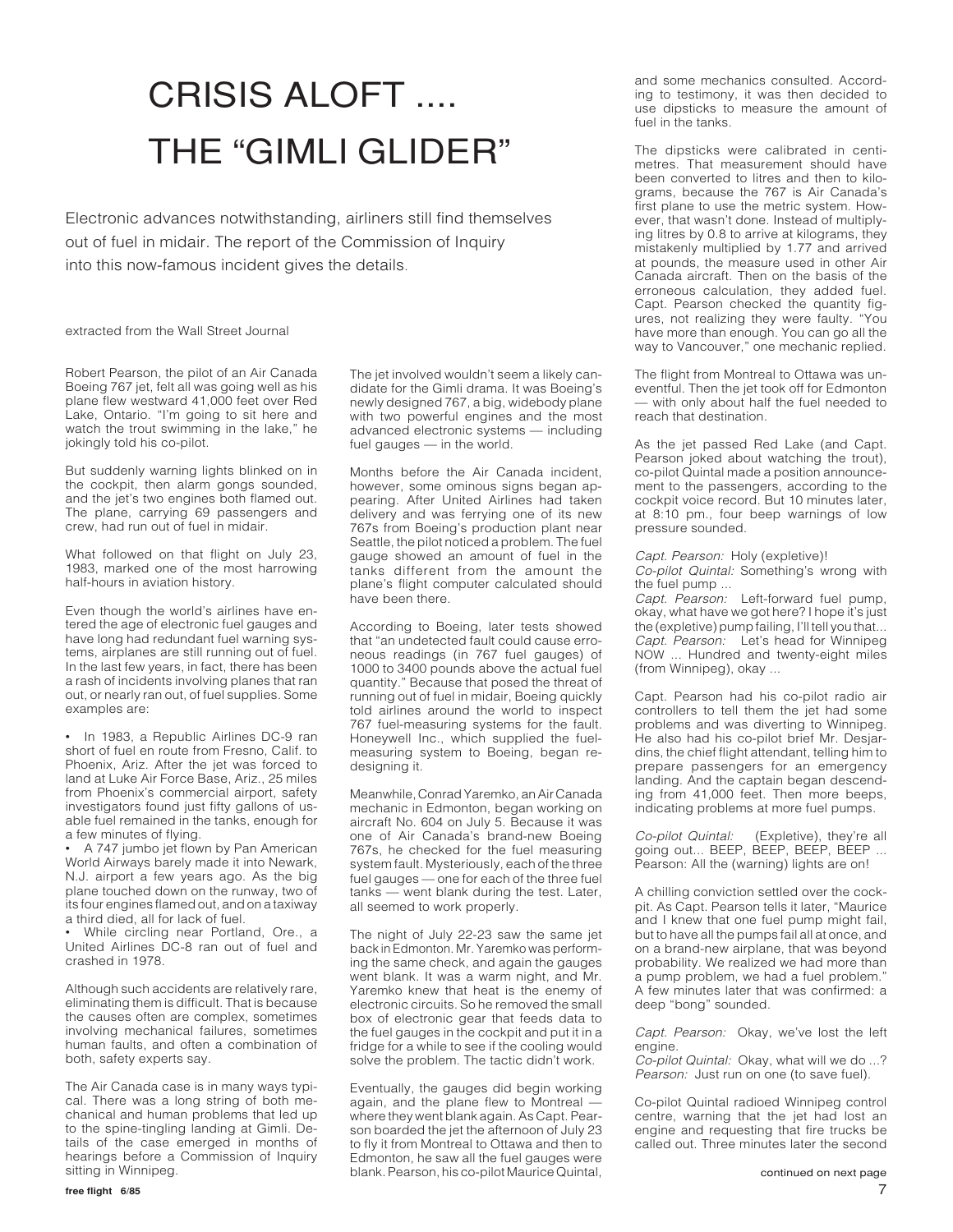# CRISIS ALOFT .... THE "GIMLI GLIDER"

Electronic advances notwithstanding, airliners still find themselves out of fuel in midair. The report of the Commission of Inquiry into this now-famous incident gives the details.

extracted from the Wall Street Journal

Robert Pearson, the pilot of an Air Canada Boeing 767 jet, felt all was going well as his plane flew westward 41,000 feet over Red Lake, Ontario. "I'm going to sit here and watch the trout swimming in the lake," he jokingly told his co-pilot.

But suddenly warning lights blinked on in the cockpit, then alarm gongs sounded, and the jet's two engines both flamed out. The plane, carrying 69 passengers and crew, had run out of fuel in midair.

What followed on that flight on July 23, 1983, marked one of the most harrowing half-hours in aviation history.

Even though the world's airlines have entered the age of electronic fuel gauges and have long had redundant fuel warning systems, airplanes are still running out of fuel. In the last few years, in fact, there has been a rash of incidents involving planes that ran out, or nearly ran out, of fuel supplies. Some examples are:

- In 1983, a Republic Airlines DC-9 ran short of fuel en route from Fresno, Calif. to Phoenix, Ariz. After the jet was forced to land at Luke Air Force Base, Ariz., 25 miles from Phoenix's commercial airport, safety investigators found just fifty gallons of usable fuel remained in the tanks, enough for a few minutes of flying.
- A 747 jumbo jet flown by Pan American World Airways barely made it into Newark, N.J. airport a few years ago. As the big plane touched down on the runway, two of its four engines flamed out, and on a taxiway a third died, all for lack of fuel.
- While circling near Portland, Ore., a United Airlines DC-8 ran out of fuel and crashed in 1978.

Although such accidents are relatively rare, eliminating them is difficult. That is because the causes often are complex, sometimes involving mechanical failures, sometimes human faults, and often a combination of both, safety experts say.

The Air Canada case is in many ways typical. There was a long string of both mechanical and human problems that led up to the spine-tingling landing at Gimli. Details of the case emerged in months of hearings before a Commission of Inquiry sitting in Winnipeg.

The jet involved wouldn't seem a likely candidate for the Gimli drama. It was Boeing's newly designed 767, a big, widebody plane with two powerful engines and the most advanced electronic systems — including fuel gauges — in the world.

Months before the Air Canada incident, however, some ominous signs began appearing. After United Airlines had taken delivery and was ferrying one of its new 767s from Boeing's production plant near Seattle, the pilot noticed a problem. The fuel gauge showed an amount of fuel in the tanks different from the amount the plane's flight computer calculated should have been there.

According to Boeing, later tests showed that "an undetected fault could cause erroneous readings (in 767 fuel gauges) of 1000 to 3400 pounds above the actual fuel quantity." Because that posed the threat of running out of fuel in midair, Boeing quickly told airlines around the world to inspect 767 fuel-measuring systems for the fault. Honeywell Inc., which supplied the fuel-measuring system to Boeing, began redesigning it.

Meanwhile, Conrad Yaremko, an Air Canada mechanic in Edmonton, began working on aircraft No. 604 on July 5. Because it was one of Air Canada's brand-new Boeing 767s, he checked for the fuel measuring system fault. Mysteriously, each of the three fuel gauges — one for each of the three fuel tanks — went blank during the test. Later, all seemed to work properly.

The night of July 22-23 saw the same jet back in Edmonton. Mr. Yaremko was performing the same check, and again the gauges went blank. It was a warm night, and Mr. Yaremko knew that heat is the enemy of electronic circuits. So he removed the small box of electronic gear that feeds data to the fuel gauges in the cockpit and put it in a fridge for a while to see if the cooling would solve the problem. The tactic didn't work.

Eventually, the gauges did begin working again, and the plane flew to Montreal — where they went blank again. As Capt. Pearson boarded the jet the afternoon of July 23 to fly it from Montreal to Ottawa and then to Edmonton, he saw all the fuel gauges were blank. Pearson, his co-pilot Maurice Quintal, and some mechanics consulted. According to testimony, it was then decided to use dipsticks to measure the amount of fuel in the tanks.

The dipsticks were calibrated in centimetres. That measurement should have been converted to litres and then to kilograms, because the 767 is Air Canada's first plane to use the metric system. However, that wasn't done. Instead of multiplying litres by 0.8 to arrive at kilograms, they mistakenly multiplied by 1.77 and arrived at pounds, the measure used in other Air Canada aircraft. Then on the basis of the erroneous calculation, they added fuel. Capt. Pearson checked the quantity figures, not realizing they were faulty. "You have more than enough. You can go all the way to Vancouver," one mechanic replied.

The flight from Montreal to Ottawa was uneventful. Then the jet took off for Edmonton — with only about half the fuel needed to reach that destination.

As the jet passed Red Lake (and Capt. Pearson joked about watching the trout), co-pilot Quintal made a position announcement to the passengers, according to the cockpit voice record. But 10 minutes later, at 8:10 pm., four beep warnings of low pressure sounded.

*Capt. Pearson:* Holy (expletive)!
*Co-pilot Quintal:* Something's wrong with the fuel pump ...
*Capt. Pearson:* Left-forward fuel pump, okay, what have we got here? I hope it's just the (expletive) pump failing, I'll tell you that...
*Capt. Pearson:* Let's head for Winnipeg NOW ... Hundred and twenty-eight miles (from Winnipeg), okay ...

Capt. Pearson had his co-pilot radio air controllers to tell them the jet had some problems and was diverting to Winnipeg. He also had his co-pilot brief Mr. Desjardins, the chief flight attendant, telling him to prepare passengers for an emergency landing. And the captain began descending from 41,000 feet. Then more beeps, indicating problems at more fuel pumps.

*Co-pilot Quintal:* (Expletive), they're all going out... BEEP, BEEP, BEEP, BEEP ...
Pearson: All the (warning) lights are on!

A chilling conviction settled over the cockpit. As Capt. Pearson tells it later, "Maurice and I knew that one fuel pump might fail, but to have all the pumps fail all at once, and on a brand-new airplane, that was beyond probability. We realized we had more than a pump problem, we had a fuel problem." A few minutes later that was confirmed: a deep "bong" sounded.

*Capt. Pearson:* Okay, we've lost the left engine.
*Co-pilot Quintal:* Okay, what will we do ...?
*Pearson:* Just run on one (to save fuel).

Co-pilot Quintal radioed Winnipeg control centre, warning that the jet had lost an engine and requesting that fire trucks be called out. Three minutes later the second

continued on next page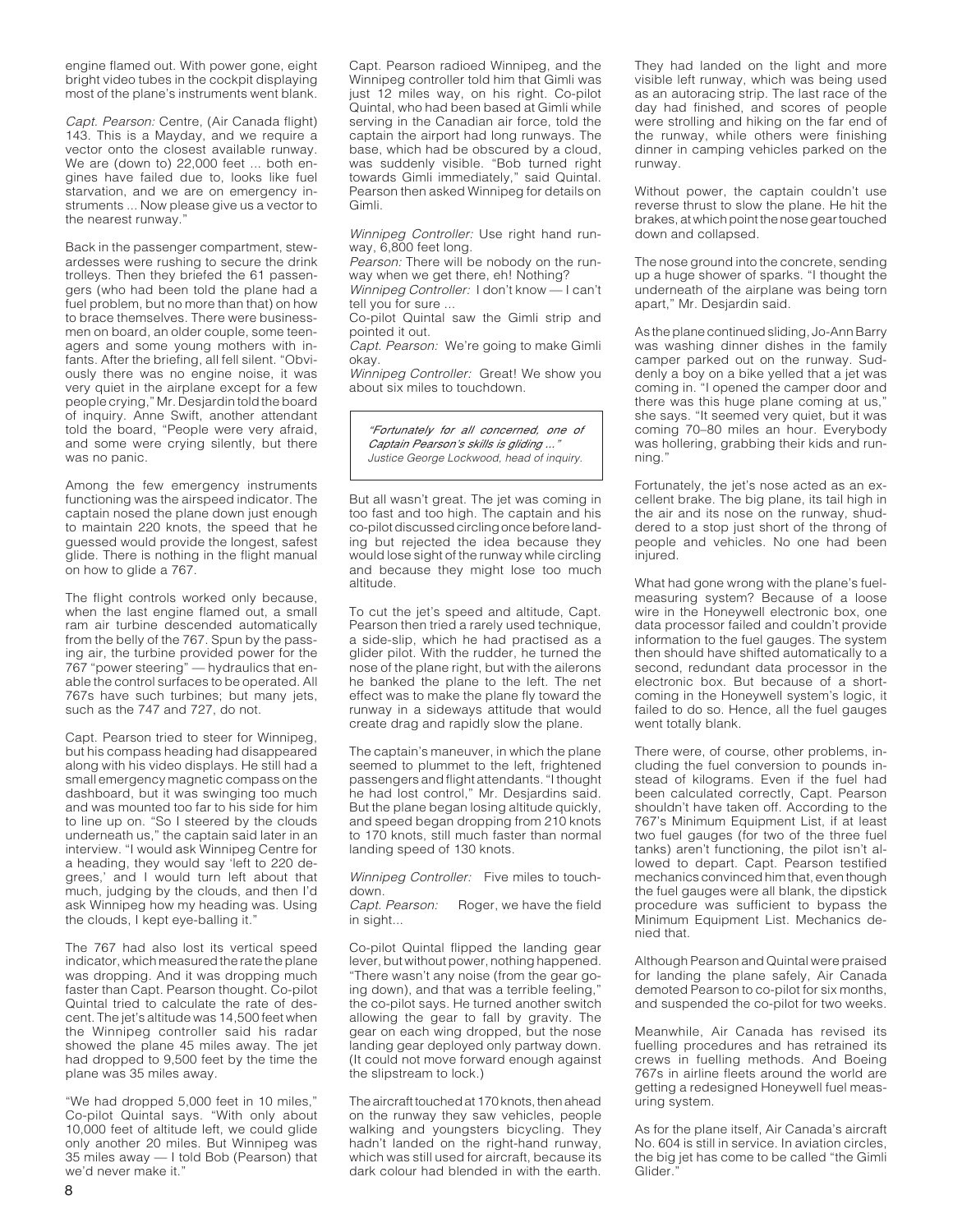engine flamed out. With power gone, eight bright video tubes in the cockpit displaying most of the plane's instruments went blank.

*Capt. Pearson:* Centre, (Air Canada flight) 143. This is a Mayday, and we require a vector onto the closest available runway. We are (down to) 22,000 feet ... both engines have failed due to, looks like fuel starvation, and we are on emergency instruments ... Now please give us a vector to the nearest runway."

Back in the passenger compartment, stewardesses were rushing to secure the drink trolleys. Then they briefed the 61 passengers (who had been told the plane had a fuel problem, but no more than that) on how to brace themselves. There were businessmen on board, an older couple, some teenagers and some young mothers with infants. After the briefing, all fell silent. "Obviously there was no engine noise, it was very quiet in the airplane except for a few people crying," Mr. Desjardin told the board of inquiry. Anne Swift, another attendant told the board, "People were very afraid, and some were crying silently, but there was no panic.

Among the few emergency instruments functioning was the airspeed indicator. The captain nosed the plane down just enough to maintain 220 knots, the speed that he guessed would provide the longest, safest glide. There is nothing in the flight manual on how to glide a 767.

The flight controls worked only because, when the last engine flamed out, a small ram air turbine descended automatically from the belly of the 767. Spun by the passing air, the turbine provided power for the 767 "power steering" — hydraulics that enable the control surfaces to be operated. All 767s have such turbines; but many jets, such as the 747 and 727, do not.

Capt. Pearson tried to steer for Winnipeg, but his compass heading had disappeared along with his video displays. He still had a small emergency magnetic compass on the dashboard, but it was swinging too much and was mounted too far to his side for him to line up on. "So I steered by the clouds underneath us," the captain said later in an interview. "I would ask Winnipeg Centre for a heading, they would say 'left to 220 degrees,' and I would turn left about that much, judging by the clouds, and then I'd ask Winnipeg how my heading was. Using the clouds, I kept eye-balling it."

The 767 had also lost its vertical speed indicator, which measured the rate the plane was dropping. And it was dropping much faster than Capt. Pearson thought. Co-pilot Quintal tried to calculate the rate of descent. The jet's altitude was 14,500 feet when the Winnipeg controller said his radar showed the plane 45 miles away. The jet had dropped to 9,500 feet by the time the plane was 35 miles away.

"We had dropped 5,000 feet in 10 miles," Co-pilot Quintal says. "With only about 10,000 feet of altitude left, we could glide only another 20 miles. But Winnipeg was 35 miles away — I told Bob (Pearson) that we'd never make it."

Capt. Pearson radioed Winnipeg, and the Winnipeg controller told him that Gimli was just 12 miles way, on his right. Co-pilot Quintal, who had been based at Gimli while serving in the Canadian air force, told the captain the airport had long runways. The base, which had been obscured by a cloud, was suddenly visible. "Bob turned right towards Gimli immediately," said Quintal. Pearson then asked Winnipeg for details on Gimli.

*Winnipeg Controller:* Use right hand runway, 6,800 feet long.
*Pearson:* There will be nobody on the runway when we get there, eh! Nothing?
*Winnipeg Controller:* I don't know — I can't tell you for sure ...
Co-pilot Quintal saw the Gimli strip and pointed it out.
*Capt. Pearson:* We're going to make Gimli okay.
*Winnipeg Controller:* Great! We show you about six miles to touchdown.

> *"Fortunately for all concerned, one of Captain Pearson's skills is gliding ..."*
> *Justice George Lockwood, head of inquiry.*

But all wasn't great. The jet was coming in too fast and too high. The captain and his co-pilot discussed circling once before landing but rejected the idea because they would lose sight of the runway while circling and because they might lose too much altitude.

To cut the jet's speed and altitude, Capt. Pearson then tried a rarely used technique, a side-slip, which he had practised as a glider pilot. With the rudder, he turned the nose of the plane right, but with the ailerons he banked the plane to the left. The net effect was to make the plane fly toward the runway in a sideways attitude that would create drag and rapidly slow the plane.

The captain's maneuver, in which the plane seemed to plummet to the left, frightened passengers and flight attendants. "I thought he had lost control," Mr. Desjardins said. But the plane began losing altitude quickly, and speed began dropping from 210 knots to 170 knots, still much faster than normal landing speed of 130 knots.

*Winnipeg Controller:* Five miles to touchdown.
*Capt. Pearson:* Roger, we have the field in sight...

Co-pilot Quintal flipped the landing gear lever, but without power, nothing happened. "There wasn't any noise (from the gear going down), and that was a terrible feeling," the co-pilot says. He turned another switch allowing the gear to fall by gravity. The gear on each wing dropped, but the nose landing gear deployed only partway down. (It could not move forward enough against the slipstream to lock.)

The aircraft touched at 170 knots, then ahead on the runway they saw vehicles, people walking and youngsters bicycling. They hadn't landed on the right-hand runway, which was still used for aircraft, because its dark colour had blended in with the earth. They had landed on the light and more visible left runway, which was being used as an autoracing strip. The last race of the day had finished, and scores of people were strolling and hiking on the far end of the runway, while others were finishing dinner in camping vehicles parked on the runway.

Without power, the captain couldn't use reverse thrust to slow the plane. He hit the brakes, at which point the nose gear touched down and collapsed.

The nose ground into the concrete, sending up a huge shower of sparks. "I thought the underneath of the airplane was being torn apart," Mr. Desjardin said.

As the plane continued sliding, Jo-Ann Barry was washing dinner dishes in the family camper parked out on the runway. Suddenly a boy on a bike yelled that a jet was coming in. "I opened the camper door and there was this huge plane coming at us," she says. "It seemed very quiet, but it was coming 70–80 miles an hour. Everybody was hollering, grabbing their kids and running."

Fortunately, the jet's nose acted as an excellent brake. The big plane, its tail high in the air and its nose on the runway, shuddered to a stop just short of the throng of people and vehicles. No one had been injured.

What had gone wrong with the plane's fuel-measuring system? Because of a loose wire in the Honeywell electronic box, one data processor failed and couldn't provide information to the fuel gauges. The system then should have shifted automatically to a second, redundant data processor in the electronic box. But because of a shortcoming in the Honeywell system's logic, it failed to do so. Hence, all the fuel gauges went totally blank.

There were, of course, other problems, including the fuel conversion to pounds instead of kilograms. Even if the fuel had been calculated correctly, Capt. Pearson shouldn't have taken off. According to the 767's Minimum Equipment List, if at least two fuel gauges (for two of the three fuel tanks) aren't functioning, the pilot isn't allowed to depart. Capt. Pearson testified mechanics convinced him that, even though the fuel gauges were all blank, the dipstick procedure was sufficient to bypass the Minimum Equipment List. Mechanics denied that.

Although Pearson and Quintal were praised for landing the plane safely, Air Canada demoted Pearson to co-pilot for six months, and suspended the co-pilot for two weeks.

Meanwhile, Air Canada has revised its fuelling procedures and has retrained its crews in fuelling methods. And Boeing 767s in airline fleets around the world are getting a redesigned Honeywell fuel measuring system.

As for the plane itself, Air Canada's aircraft No. 604 is still in service. In aviation circles, the big jet has come to be called "the Gimli Glider."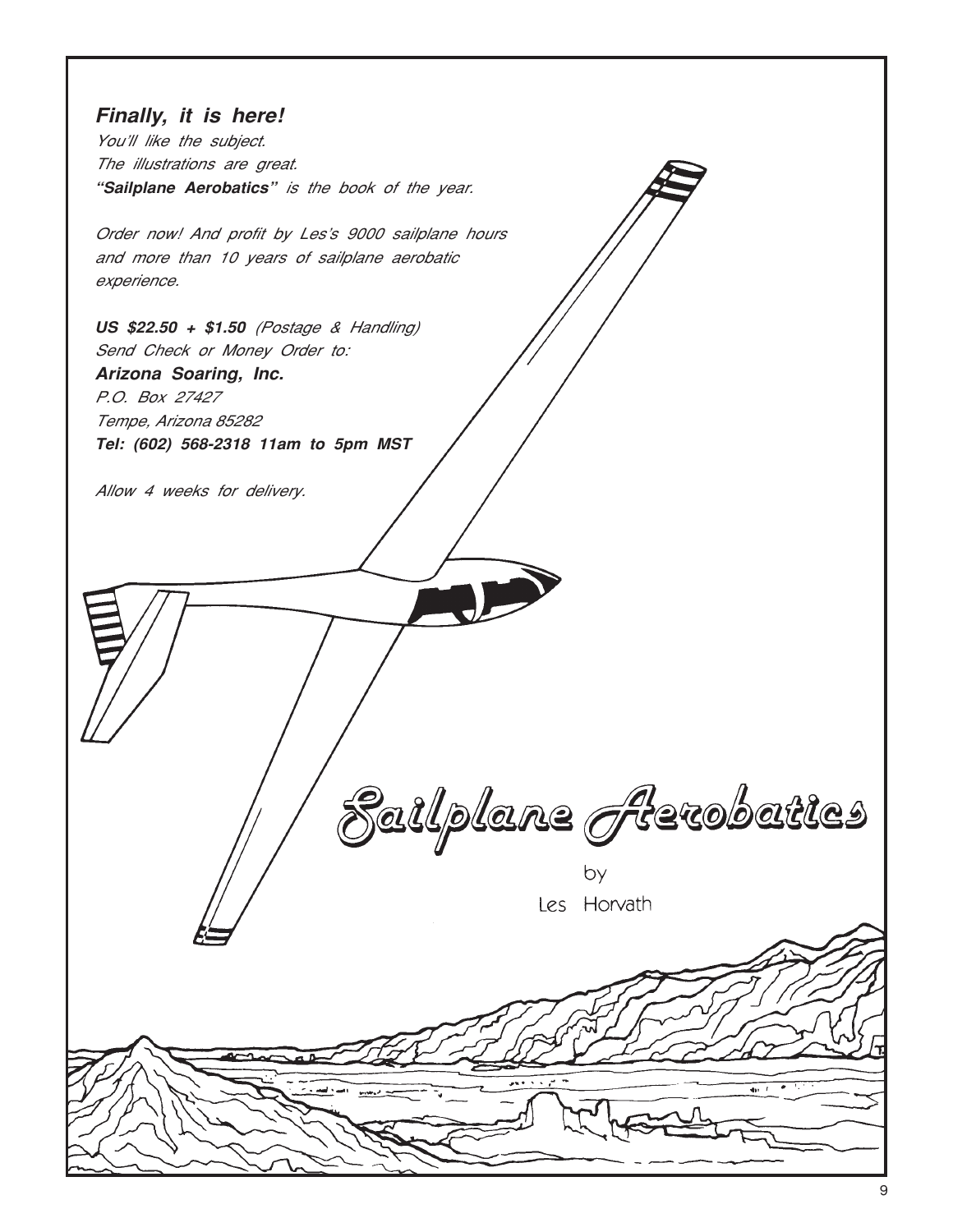***Finally, it is here!***

*You'll like the subject.*
*The illustrations are great.*
***"Sailplane Aerobatics"** is the book of the year.*

*Order now! And profit by Les's 9000 sailplane hours and more than 10 years of sailplane aerobatic experience.*

***US $22.50 + $1.50** (Postage & Handling)*
*Send Check or Money Order to:*
***Arizona Soaring, Inc.***
*P.O. Box 27427*
*Tempe, Arizona 85282*
***Tel: (602) 568-2318 11am to 5pm MST***

*Allow 4 weeks for delivery.*

Sailplane Aerobatics

by

Les Horvath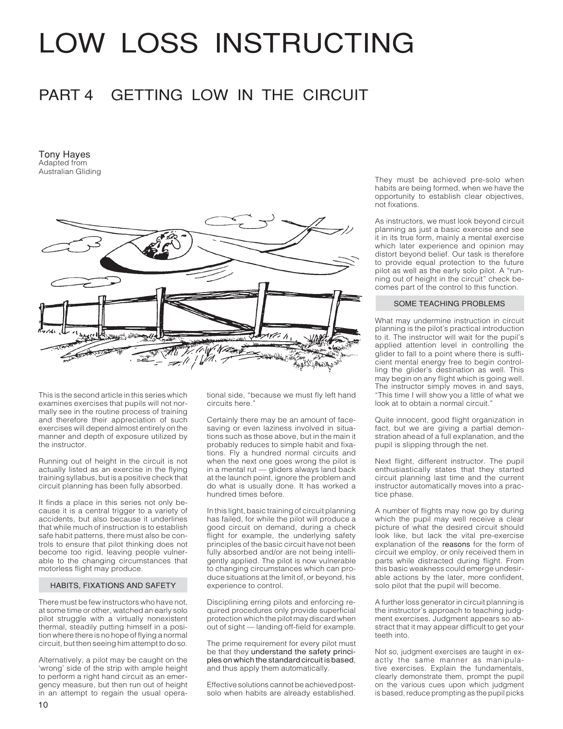# LOW LOSS INSTRUCTING

## PART 4 GETTING LOW IN THE CIRCUIT

Tony Hayes
Adapted from Australian Gliding

This is the second article in this series which examines exercises that pupils will not normally see in the routine process of training and therefore their appreciation of such exercises will depend almost entirely on the manner and depth of exposure utilized by the instructor.

Running out of height in the circuit is not actually listed as an exercise in the flying training syllabus, but is a positive check that circuit planning has been fully absorbed.

It finds a place in this series not only because it is a central trigger to a variety of accidents, but also because it underlines that while much of instruction is to establish safe habit patterns, there must also be controls to ensure that pilot thinking does not become too rigid, leaving people vulnerable to the changing circumstances that motorless flight may produce.

### HABITS, FIXATIONS AND SAFETY

There must be few instructors who have not, at some time or other, watched an early solo pilot struggle with a virtually nonexistent thermal, steadily putting himself in a position where there is no hope of flying a normal circuit, but then seeing him attempt to do so.

Alternatively, a pilot may be caught on the 'wrong' side of the strip with ample height to perform a right hand circuit as an emergency measure, but then run out of height in an attempt to regain the usual operational side, "because we must fly left hand circuits here."

Certainly there may be an amount of face-saving or even laziness involved in situations such as those above, but in the main it probably reduces to simple habit and fixations. Fly a hundred normal circuits and when the next one goes wrong the pilot is in a mental rut — gliders always land back at the launch point, ignore the problem and do what is usually done. It has worked a hundred times before.

In this light, basic training of circuit planning has failed, for while the pilot will produce a good circuit on demand, during a check flight for example, the underlying safety principles of the basic circuit have not been fully absorbed and/or are not being intelligently applied. The pilot is now vulnerable to changing circumstances which can produce situations at the limit of, or beyond, his experience to control.

Disciplining erring pilots and enforcing required procedures only provide superficial protection which the pilot may discard when out of sight — landing off-field for example.

The prime requirement for every pilot must be that they understand the safety principles on which the standard circuit is based, and thus apply them automatically.

Effective solutions cannot be achieved post-solo when habits are already established. They must be achieved pre-solo when habits are being formed, when we have the opportunity to establish clear objectives, not fixations.

As instructors, we must look beyond circuit planning as just a basic exercise and see it in its true form, mainly a mental exercise which later experience and opinion may distort beyond belief. Our task is therefore to provide equal protection to the future pilot as well as the early solo pilot. A "running out of height in the circuit" check becomes part of the control to this function.

### SOME TEACHING PROBLEMS

What may undermine instruction in circuit planning is the pilot's practical introduction to it. The instructor will wait for the pupil's applied attention level in controlling the glider to fall to a point where there is sufficient mental energy free to begin controlling the glider's destination as well. This may begin on any flight which is going well. The instructor simply moves in and says, "This time I will show you a little of what we look at to obtain a normal circuit."

Quite innocent, good flight organization in fact, but we are giving a partial demonstration ahead of a full explanation, and the pupil is slipping through the net.

Next flight, different instructor. The pupil enthusiastically states that they started circuit planning last time and the current instructor automatically moves into a practice phase.

A number of flights may now go by during which the pupil may well receive a clear picture of what the desired circuit should look like, but lack the vital pre-exercise explanation of the reasons for the form of circuit we employ, or only received them in parts while distracted during flight. From this basic weakness could emerge undesirable actions by the later, more confident, solo pilot that the pupil will become.

A further loss generator in circuit planning is the instructor's approach to teaching judgment exercises. Judgment appears so abstract that it may appear difficult to get your teeth into.

Not so, judgment exercises are taught in exactly the same manner as manipulative exercises. Explain the fundamentals, clearly demonstrate them, prompt the pupil on the various cues upon which judgment is based, reduce prompting as the pupil picks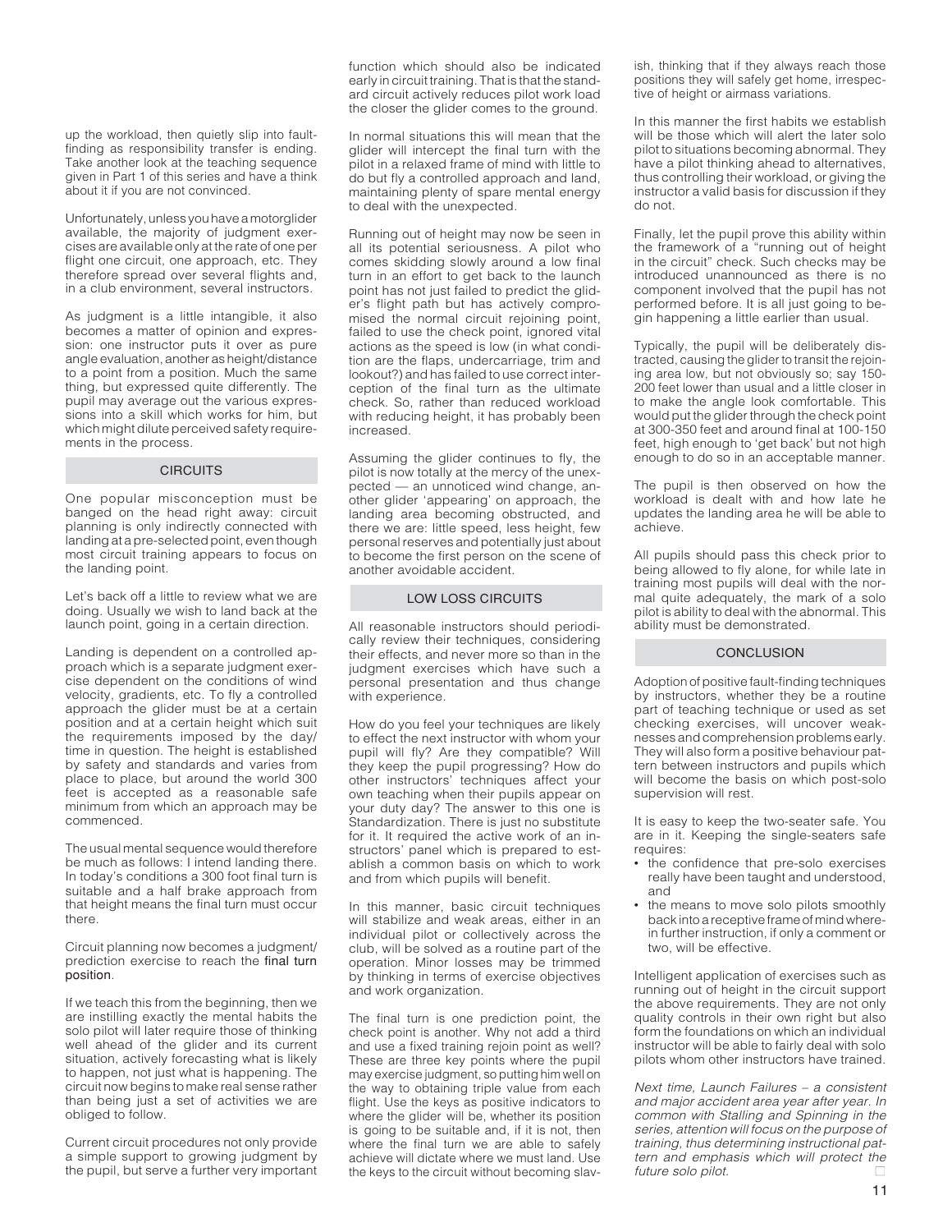up the workload, then quietly slip into fault-finding as responsibility transfer is ending. Take another look at the teaching sequence given in Part 1 of this series and have a think about it if you are not convinced.

Unfortunately, unless you have a motorglider available, the majority of judgment exercises are available only at the rate of one per flight one circuit, one approach, etc. They therefore spread over several flights and, in a club environment, several instructors.

As judgment is a little intangible, it also becomes a matter of opinion and expression: one instructor puts it over as pure angle evaluation, another as height/distance to a point from a position. Much the same thing, but expressed quite differently. The pupil may average out the various expressions into a skill which works for him, but which might dilute perceived safety requirements in the process.

## CIRCUITS

One popular misconception must be banged on the head right away: circuit planning is only indirectly connected with landing at a pre-selected point, even though most circuit training appears to focus on the landing point.

Let's back off a little to review what we are doing. Usually we wish to land back at the launch point, going in a certain direction.

Landing is dependent on a controlled approach which is a separate judgment exercise dependent on the conditions of wind velocity, gradients, etc. To fly a controlled approach the glider must be at a certain position and at a certain height which suit the requirements imposed by the day/time in question. The height is established by safety and standards and varies from place to place, but around the world 300 feet is accepted as a reasonable safe minimum from which an approach may be commenced.

The usual mental sequence would therefore be much as follows: I intend landing there. In today's conditions a 300 foot final turn is suitable and a half brake approach from that height means the final turn must occur there.

Circuit planning now becomes a judgment/prediction exercise to reach the final turn position.

If we teach this from the beginning, then we are instilling exactly the mental habits the solo pilot will later require those of thinking well ahead of the glider and its current situation, actively forecasting what is likely to happen, not just what is happening. The circuit now begins to make real sense rather than being just a set of activities we are obliged to follow.

Current circuit procedures not only provide a simple support to growing judgment by the pupil, but serve a further very important function which should also be indicated early in circuit training. That is that the standard circuit actively reduces pilot work load the closer the glider comes to the ground.

In normal situations this will mean that the glider will intercept the final turn with the pilot in a relaxed frame of mind with little to do but fly a controlled approach and land, maintaining plenty of spare mental energy to deal with the unexpected.

Running out of height may now be seen in all its potential seriousness. A pilot who comes skidding slowly around a low final turn in an effort to get back to the launch point has not just failed to predict the glider's flight path but has actively compromised the normal circuit rejoining point, failed to use the check point, ignored vital actions as the speed is low (in what condition are the flaps, undercarriage, trim and lookout?) and has failed to use correct interception of the final turn as the ultimate check. So, rather than reduced workload with reducing height, it has probably been increased.

Assuming the glider continues to fly, the pilot is now totally at the mercy of the unexpected — an unnoticed wind change, another glider 'appearing' on approach, the landing area becoming obstructed, and there we are: little speed, less height, few personal reserves and potentially just about to become the first person on the scene of another avoidable accident.

## LOW LOSS CIRCUITS

All reasonable instructors should periodically review their techniques, considering their effects, and never more so than in the judgment exercises which have such a personal presentation and thus change with experience.

How do you feel your techniques are likely to effect the next instructor with whom your pupil will fly? Are they compatible? Will they keep the pupil progressing? How do other instructors' techniques affect your own teaching when their pupils appear on your duty day? The answer to this one is Standardization. There is just no substitute for it. It required the active work of an instructors' panel which is prepared to establish a common basis on which to work and from which pupils will benefit.

In this manner, basic circuit techniques will stabilize and weak areas, either in an individual pilot or collectively across the club, will be solved as a routine part of the operation. Minor losses may be trimmed by thinking in terms of exercise objectives and work organization.

The final turn is one prediction point, the check point is another. Why not add a third and use a fixed training rejoin point as well? These are three key points where the pupil may exercise judgment, so putting him well on the way to obtaining triple value from each flight. Use the keys as positive indicators to where the glider will be, whether its position is going to be suitable and, if it is not, then where the final turn we are able to safely achieve will dictate where we must land. Use the keys to the circuit without becoming slavish, thinking that if they always reach those positions they will safely get home, irrespective of height or airmass variations.

In this manner the first habits we establish will be those which will alert the later solo pilot to situations becoming abnormal. They have a pilot thinking ahead to alternatives, thus controlling their workload, or giving the instructor a valid basis for discussion if they do not.

Finally, let the pupil prove this ability within the framework of a "running out of height in the circuit" check. Such checks may be introduced unannounced as there is no component involved that the pupil has not performed before. It is all just going to begin happening a little earlier than usual.

Typically, the pupil will be deliberately distracted, causing the glider to transit the rejoining area low, but not obviously so; say 150-200 feet lower than usual and a little closer in to make the angle look comfortable. This would put the glider through the check point at 300-350 feet and around final at 100-150 feet, high enough to 'get back' but not high enough to do so in an acceptable manner.

The pupil is then observed on how the workload is dealt with and how late he updates the landing area he will be able to achieve.

All pupils should pass this check prior to being allowed to fly alone, for while late in training most pupils will deal with the normal quite adequately, the mark of a solo pilot is ability to deal with the abnormal. This ability must be demonstrated.

## CONCLUSION

Adoption of positive fault-finding techniques by instructors, whether they be a routine part of teaching technique or used as set checking exercises, will uncover weaknesses and comprehension problems early. They will also form a positive behaviour pattern between instructors and pupils which will become the basis on which post-solo supervision will rest.

It is easy to keep the two-seater safe. You are in it. Keeping the single-seaters safe requires:

- the confidence that pre-solo exercises really have been taught and understood, and
- the means to move solo pilots smoothly back into a receptive frame of mind wherein further instruction, if only a comment or two, will be effective.

Intelligent application of exercises such as running out of height in the circuit support the above requirements. They are not only quality controls in their own right but also form the foundations on which an individual instructor will be able to fairly deal with solo pilots whom other instructors have trained.

*Next time, Launch Failures – a consistent and major accident area year after year. In common with Stalling and Spinning in the series, attention will focus on the purpose of training, thus determining instructional pattern and emphasis which will protect the future solo pilot.*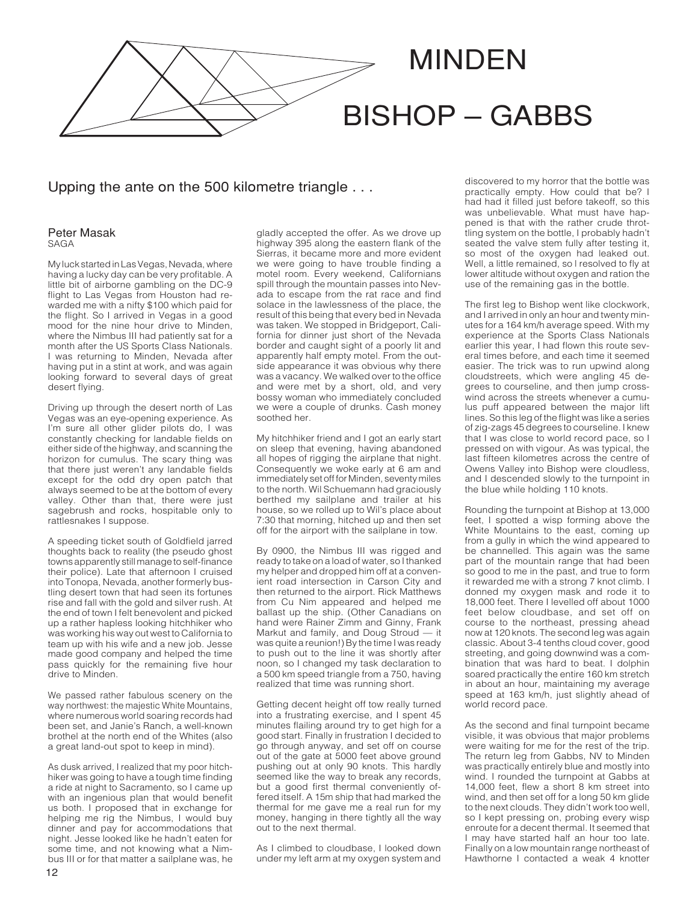# MINDEN
# BISHOP – GABBS

## Upping the ante on the 500 kilometre triangle . . .

**Peter Masak**
SAGA

My luck started in Las Vegas, Nevada, where having a lucky day can be very profitable. A little bit of airborne gambling on the DC-9 flight to Las Vegas from Houston had rewarded me with a nifty $100 which paid for the flight. So I arrived in Vegas in a good mood for the nine hour drive to Minden, where the Nimbus III had patiently sat for a month after the US Sports Class Nationals. I was returning to Minden, Nevada after having put in a stint at work, and was again looking forward to several days of great desert flying.

Driving up through the desert north of Las Vegas was an eye-opening experience. As I'm sure all other glider pilots do, I was constantly checking for landable fields on either side of the highway, and scanning the horizon for cumulus. The scary thing was that there just weren't any landable fields except for the odd dry open patch that always seemed to be at the bottom of every valley. Other than that, there were just sagebrush and rocks, hospitable only to rattlesnakes I suppose.

A speeding ticket south of Goldfield jarred thoughts back to reality (the pseudo ghost towns apparently still manage to self-finance their police). Late that afternoon I cruised into Tonopa, Nevada, another formerly bustling desert town that had seen its fortunes rise and fall with the gold and silver rush. At the end of town I felt benevolent and picked up a rather hapless looking hitchhiker who was working his way out west to California to team up with his wife and a new job. Jesse made good company and helped the time pass quickly for the remaining five hour drive to Minden.

We passed rather fabulous scenery on the way northwest: the majestic White Mountains, where numerous world soaring records had been set, and Janie's Ranch, a well-known brothel at the north end of the Whites (also a great land-out spot to keep in mind).

As dusk arrived, I realized that my poor hitchhiker was going to have a tough time finding a ride at night to Sacramento, so I came up with an ingenious plan that would benefit us both. I proposed that in exchange for helping me rig the Nimbus, I would buy dinner and pay for accommodations that night. Jesse looked like he hadn't eaten for some time, and not knowing what a Nimbus III or for that matter a sailplane was, he gladly accepted the offer. As we drove up highway 395 along the eastern flank of the Sierras, it became more and more evident we were going to have trouble finding a motel room. Every weekend, Californians spill through the mountain passes into Nevada to escape from the rat race and find solace in the lawlessness of the place, the result of this being that every bed in Nevada was taken. We stopped in Bridgeport, California for dinner just short of the Nevada border and caught sight of a poorly lit and apparently half empty motel. From the outside appearance it was obvious why there was a vacancy. We walked over to the office and were met by a short, old, and very bossy woman who immediately concluded we were a couple of drunks. Cash money soothed her.

My hitchhiker friend and I got an early start on sleep that evening, having abandoned all hopes of rigging the airplane that night. Consequently we woke early at 6 am and immediately set off for Minden, seventy miles to the north. Wil Schuemann had graciously berthed my sailplane and trailer at his house, so we rolled up to Wil's place about 7:30 that morning, hitched up and then set off for the airport with the sailplane in tow.

By 0900, the Nimbus III was rigged and ready to take on a load of water, so I thanked my helper and dropped him off at a convenient road intersection in Carson City and then returned to the airport. Rick Matthews from Cu Nim appeared and helped me ballast up the ship. (Other Canadians on hand were Rainer Zimm and Ginny, Frank Markut and family, and Doug Stroud — it was quite a reunion!) By the time I was ready to push out to the line it was shortly after noon, so I changed my task declaration to a 500 km speed triangle from a 750, having realized that time was running short.

Getting decent height off tow really turned into a frustrating exercise, and I spent 45 minutes flailing around try to get high for a good start. Finally in frustration I decided to go through anyway, and set off on course out of the gate at 5000 feet above ground pushing out at only 90 knots. This hardly seemed like the way to break any records, but a good first thermal conveniently offered itself. A 15m ship that had marked the thermal for me gave me a real run for my money, hanging in there tightly all the way out to the next thermal.

As I climbed to cloudbase, I looked down under my left arm at my oxygen system and discovered to my horror that the bottle was practically empty. How could that be? I had had it filled just before takeoff, so this was unbelievable. What must have happened is that with the rather crude throttling system on the bottle, I probably hadn't seated the valve stem fully after testing it, so most of the oxygen had leaked out. Well, a little remained, so I resolved to fly at lower altitude without oxygen and ration the use of the remaining gas in the bottle.

The first leg to Bishop went like clockwork, and I arrived in only an hour and twenty minutes for a 164 km/h average speed. With my experience at the Sports Class Nationals earlier this year, I had flown this route several times before, and each time it seemed easier. The trick was to run upwind along cloudstreets, which were angling 45 degrees to courseline, and then jump crosswind across the streets whenever a cumulus puff appeared between the major lift lines. So this leg of the flight was like a series of zig-zags 45 degrees to courseline. I knew that I was close to world record pace, so I pressed on with vigour. As was typical, the last fifteen kilometres across the centre of Owens Valley into Bishop were cloudless, and I descended slowly to the turnpoint in the blue while holding 110 knots.

Rounding the turnpoint at Bishop at 13,000 feet, I spotted a wisp forming above the White Mountains to the east, coming up from a gully in which the wind appeared to be channelled. This again was the same part of the mountain range that had been so good to me in the past, and true to form it rewarded me with a strong 7 knot climb. I donned my oxygen mask and rode it to 18,000 feet. There I levelled off about 1000 feet below cloudbase, and set off on course to the northeast, pressing ahead now at 120 knots. The second leg was again classic. About 3-4 tenths cloud cover, good streeting, and going downwind was a combination that was hard to beat. I dolphin soared practically the entire 160 km stretch in about an hour, maintaining my average speed at 163 km/h, just slightly ahead of world record pace.

As the second and final turnpoint became visible, it was obvious that major problems were waiting for me for the rest of the trip. The return leg from Gabbs, NV to Minden was practically entirely blue and mostly into wind. I rounded the turnpoint at Gabbs at 14,000 feet, flew a short 8 km street into wind, and then set off for a long 50 km glide to the next clouds. They didn't work too well, so I kept pressing on, probing every wisp enroute for a decent thermal. It seemed that I may have started half an hour too late. Finally on a low mountain range northeast of Hawthorne I contacted a weak 4 knotter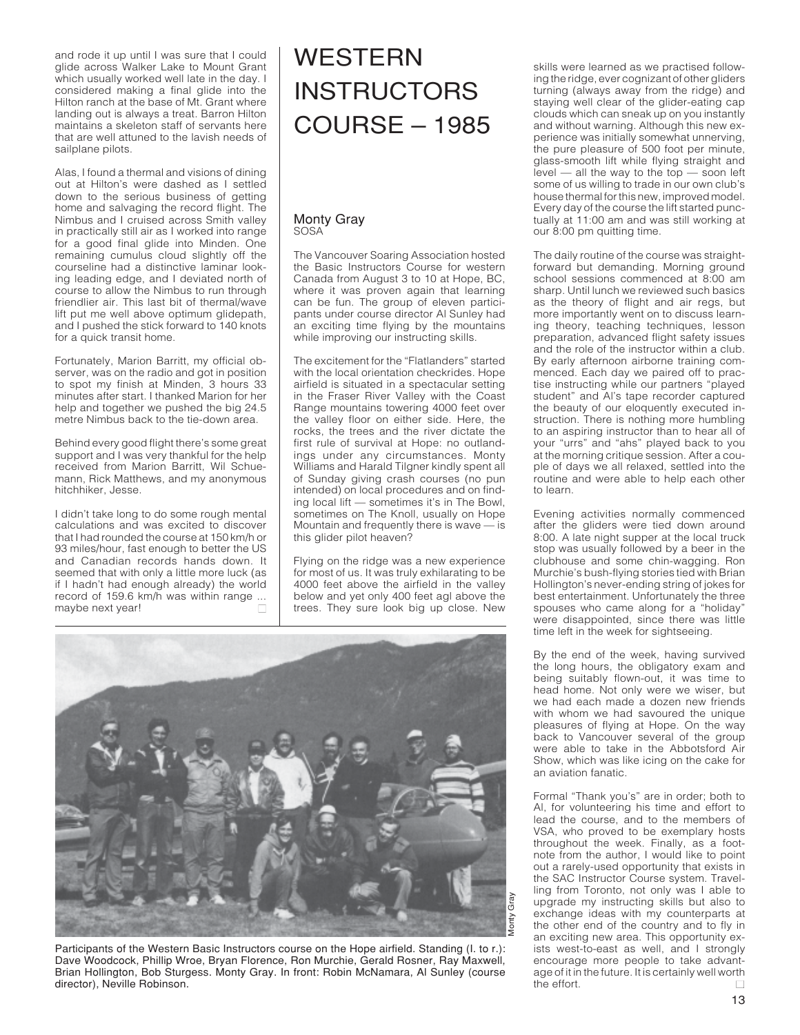and rode it up until I was sure that I could glide across Walker Lake to Mount Grant which usually worked well late in the day. I considered making a final glide into the Hilton ranch at the base of Mt. Grant where landing out is always a treat. Barron Hilton maintains a skeleton staff of servants here that are well attuned to the lavish needs of sailplane pilots.

Alas, I found a thermal and visions of dining out at Hilton's were dashed as I settled down to the serious business of getting home and salvaging the record flight. The Nimbus and I cruised across Smith valley in practically still air as I worked into range for a good final glide into Minden. One remaining cumulus cloud slightly off the courseline had a distinctive laminar looking leading edge, and I deviated north of course to allow the Nimbus to run through friendlier air. This last bit of thermal/wave lift put me well above optimum glidepath, and I pushed the stick forward to 140 knots for a quick transit home.

Fortunately, Marion Barritt, my official observer, was on the radio and got in position to spot my finish at Minden, 3 hours 33 minutes after start. I thanked Marion for her help and together we pushed the big 24.5 metre Nimbus back to the tie-down area.

Behind every good flight there's some great support and I was very thankful for the help received from Marion Barritt, Wil Schuemann, Rick Matthews, and my anonymous hitchhiker, Jesse.

I didn't take long to do some rough mental calculations and was excited to discover that I had rounded the course at 150 km/h or 93 miles/hour, fast enough to better the US and Canadian records hands down. It seemed that with only a little more luck (as if I hadn't had enough already) the world record of 159.6 km/h was within range ... maybe next year!

# WESTERN INSTRUCTORS COURSE – 1985

**Monty Gray**
SOSA

The Vancouver Soaring Association hosted the Basic Instructors Course for western Canada from August 3 to 10 at Hope, BC, where it was proven again that learning can be fun. The group of eleven participants under course director Al Sunley had an exciting time flying by the mountains while improving our instructing skills.

The excitement for the "Flatlanders" started with the local orientation checkrides. Hope airfield is situated in a spectacular setting in the Fraser River Valley with the Coast Range mountains towering 4000 feet over the valley floor on either side. Here, the rocks, the trees and the river dictate the first rule of survival at Hope: no outlandings under any circumstances. Monty Williams and Harald Tilgner kindly spent all of Sunday giving crash courses (no pun intended) on local procedures and on finding local lift — sometimes it's in The Bowl, sometimes on The Knoll, usually on Hope Mountain and frequently there is wave — is this glider pilot heaven?

Flying on the ridge was a new experience for most of us. It was truly exhilarating to be 4000 feet above the airfield in the valley below and yet only 400 feet agl above the trees. They sure look big up close. New skills were learned as we practised following the ridge, ever cognizant of other gliders turning (always away from the ridge) and staying well clear of the glider-eating cap clouds which can sneak up on you instantly and without warning. Although this new experience was initially somewhat unnerving, the pure pleasure of 500 foot per minute, glass-smooth lift while flying straight and level — all the way to the top — soon left some of us willing to trade in our own club's house thermal for this new, improved model. Every day of the course the lift started punctually at 11:00 am and was still working at our 8:00 pm quitting time.

The daily routine of the course was straightforward but demanding. Morning ground school sessions commenced at 8:00 am sharp. Until lunch we reviewed such basics as the theory of flight and air regs, but more importantly went on to discuss learning theory, teaching techniques, lesson preparation, advanced flight safety issues and the role of the instructor within a club. By early afternoon airborne training commenced. Each day we paired off to practise instructing while our partners "played student" and Al's tape recorder captured the beauty of our eloquently executed instruction. There is nothing more humbling to an aspiring instructor than to hear all of your "urrs" and "ahs" played back to you at the morning critique session. After a couple of days we all relaxed, settled into the routine and were able to help each other to learn.

Evening activities normally commenced after the gliders were tied down around 8:00. A late night supper at the local truck stop was usually followed by a beer in the clubhouse and some chin-wagging. Ron Murchie's bush-flying stories tied with Brian Hollington's never-ending string of jokes for best entertainment. Unfortunately the three spouses who came along for a "holiday" were disappointed, since there was little time left in the week for sightseeing.

By the end of the week, having survived the long hours, the obligatory exam and being suitably flown-out, it was time to head home. Not only were we wiser, but we had each made a dozen new friends with whom we had savoured the unique pleasures of flying at Hope. On the way back to Vancouver several of the group were able to take in the Abbotsford Air Show, which was like icing on the cake for an aviation fanatic.

Formal "Thank you's" are in order; both to Al, for volunteering his time and effort to lead the course, and to the members of VSA, who proved to be exemplary hosts throughout the week. Finally, as a footnote from the author, I would like to point out a rarely-used opportunity that exists in the SAC Instructor Course system. Travelling from Toronto, not only was I able to upgrade my instructing skills but also to exchange ideas with my counterparts at the other end of the country and to fly in an exciting new area. This opportunity exists west-to-east as well, and I strongly encourage more people to take advantage of it in the future. It is certainly well worth the effort.

Monty Gray

Participants of the Western Basic Instructors course on the Hope airfield. Standing (l. to r.): Dave Woodcock, Phillip Wroe, Bryan Florence, Ron Murchie, Gerald Rosner, Ray Maxwell, Brian Hollington, Bob Sturgess. Monty Gray. In front: Robin McNamara, Al Sunley (course director), Neville Robinson.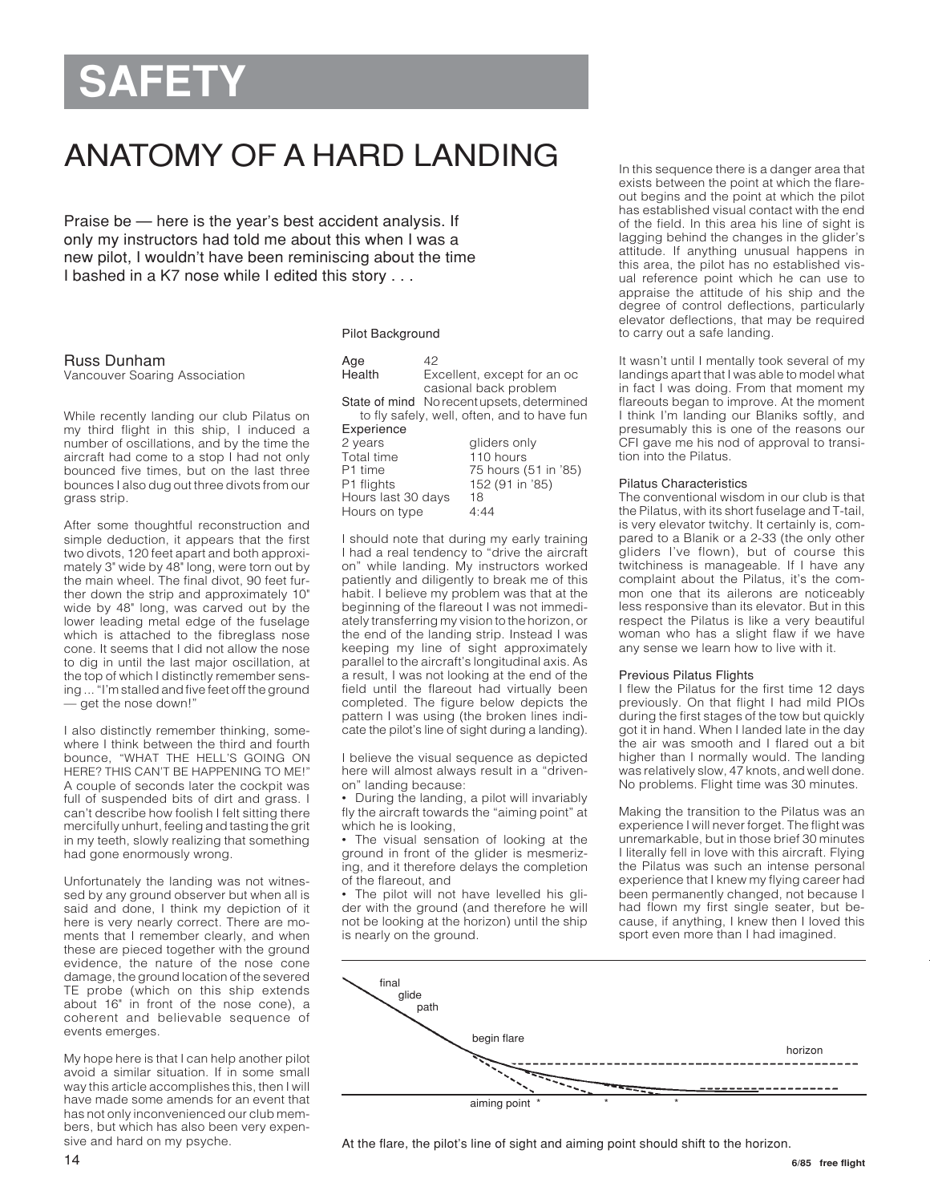# SAFETY

## ANATOMY OF A HARD LANDING

Praise be — here is the year's best accident analysis. If only my instructors had told me about this when I was a new pilot, I wouldn't have been reminiscing about the time I bashed in a K7 nose while I edited this story . . .

Russ Dunham
Vancouver Soaring Association

While recently landing our club Pilatus on my third flight in this ship, I induced a number of oscillations, and by the time the aircraft had come to a stop I had not only bounced five times, but on the last three bounces I also dug out three divots from our grass strip.

After some thoughtful reconstruction and simple deduction, it appears that the first two divots, 120 feet apart and both approximately 3" wide by 48" long, were torn out by the main wheel. The final divot, 90 feet further down the strip and approximately 10" wide by 48" long, was carved out by the lower leading metal edge of the fuselage which is attached to the fibreglass nose cone. It seems that I did not allow the nose to dig in until the last major oscillation, at the top of which I distinctly remember sensing ... "I'm stalled and five feet off the ground — get the nose down!"

I also distinctly remember thinking, somewhere I think between the third and fourth bounce, "WHAT THE HELL'S GOING ON HERE? THIS CAN'T BE HAPPENING TO ME!" A couple of seconds later the cockpit was full of suspended bits of dirt and grass. I can't describe how foolish I felt sitting there mercifully unhurt, feeling and tasting the grit in my teeth, slowly realizing that something had gone enormously wrong.

Unfortunately the landing was not witnessed by any ground observer but when all is said and done, I think my depiction of it here is very nearly correct. There are moments that I remember clearly, and when these are pieced together with the ground evidence, the nature of the nose cone damage, the ground location of the severed TE probe (which on this ship extends about 16" in front of the nose cone), a coherent and believable sequence of events emerges.

My hope here is that I can help another pilot avoid a similar situation. If in some small way this article accomplishes this, then I will have made some amends for an event that has not only inconvenienced our club members, but which has also been very expensive and hard on my psyche.

### Pilot Background

| | |
|---|---|
| Age | 42 |
| Health | Excellent, except for an occasional back problem |
| State of mind | No recent upsets, determined to fly safely, well, often, and to have fun |

Experience

| | |
|---|---|
| 2 years | gliders only |
| Total time | 110 hours |
| P1 time | 75 hours (51 in '85) |
| P1 flights | 152 (91 in '85) |
| Hours last 30 days | 18 |
| Hours on type | 4:44 |

I should note that during my early training I had a real tendency to "drive the aircraft on" while landing. My instructors worked patiently and diligently to break me of this habit. I believe my problem was that at the beginning of the flareout I was not immediately transferring my vision to the horizon, or the end of the landing strip. Instead I was keeping my line of sight approximately parallel to the aircraft's longitudinal axis. As a result, I was not looking at the end of the field until the flareout had virtually been completed. The figure below depicts the pattern I was using (the broken lines indicate the pilot's line of sight during a landing).

I believe the visual sequence as depicted here will almost always result in a "driven-on" landing because:

- During the landing, a pilot will invariably fly the aircraft towards the "aiming point" at which he is looking,
- The visual sensation of looking at the ground in front of the glider is mesmerizing, and it therefore delays the completion of the flareout, and
- The pilot will not have levelled his glider with the ground (and therefore he will not be looking at the horizon) until the ship is nearly on the ground.

In this sequence there is a danger area that exists between the point at which the flareout begins and the point at which the pilot has established visual contact with the end of the field. In this area his line of sight is lagging behind the changes in the glider's attitude. If anything unusual happens in this area, the pilot has no established visual reference point which he can use to appraise the attitude of his ship and the degree of control deflections, particularly elevator deflections, that may be required to carry out a safe landing.

It wasn't until I mentally took several of my landings apart that I was able to model what in fact I was doing. From that moment my flareouts began to improve. At the moment I think I'm landing our Blaniks softly, and presumably this is one of the reasons our CFI gave me his nod of approval to transition into the Pilatus.

### Pilatus Characteristics

The conventional wisdom in our club is that the Pilatus, with its short fuselage and T-tail, is very elevator twitchy. It certainly is, compared to a Blanik or a 2-33 (the only other gliders I've flown), but of course this twitchiness is manageable. If I have any complaint about the Pilatus, it's the common one that its ailerons are noticeably less responsive than its elevator. But in this respect the Pilatus is like a very beautiful woman who has a slight flaw if we have any sense we learn how to live with it.

### Previous Pilatus Flights

I flew the Pilatus for the first time 12 days previously. On that flight I had mild PIOs during the first stages of the tow but quickly got it in hand. When I landed late in the day the air was smooth and I flared out a bit higher than I normally would. The landing was relatively slow, 47 knots, and well done. No problems. Flight time was 30 minutes.

Making the transition to the Pilatus was an experience I will never forget. The flight was unremarkable, but in those brief 30 minutes I literally fell in love with this aircraft. Flying the Pilatus was such an intense personal experience that I knew my flying career had been permanently changed, not because I had flown my first single seater, but because, if anything, I knew then I loved this sport even more than I had imagined.

final glide path — begin flare — horizon — aiming point * * *

At the flare, the pilot's line of sight and aiming point should shift to the horizon.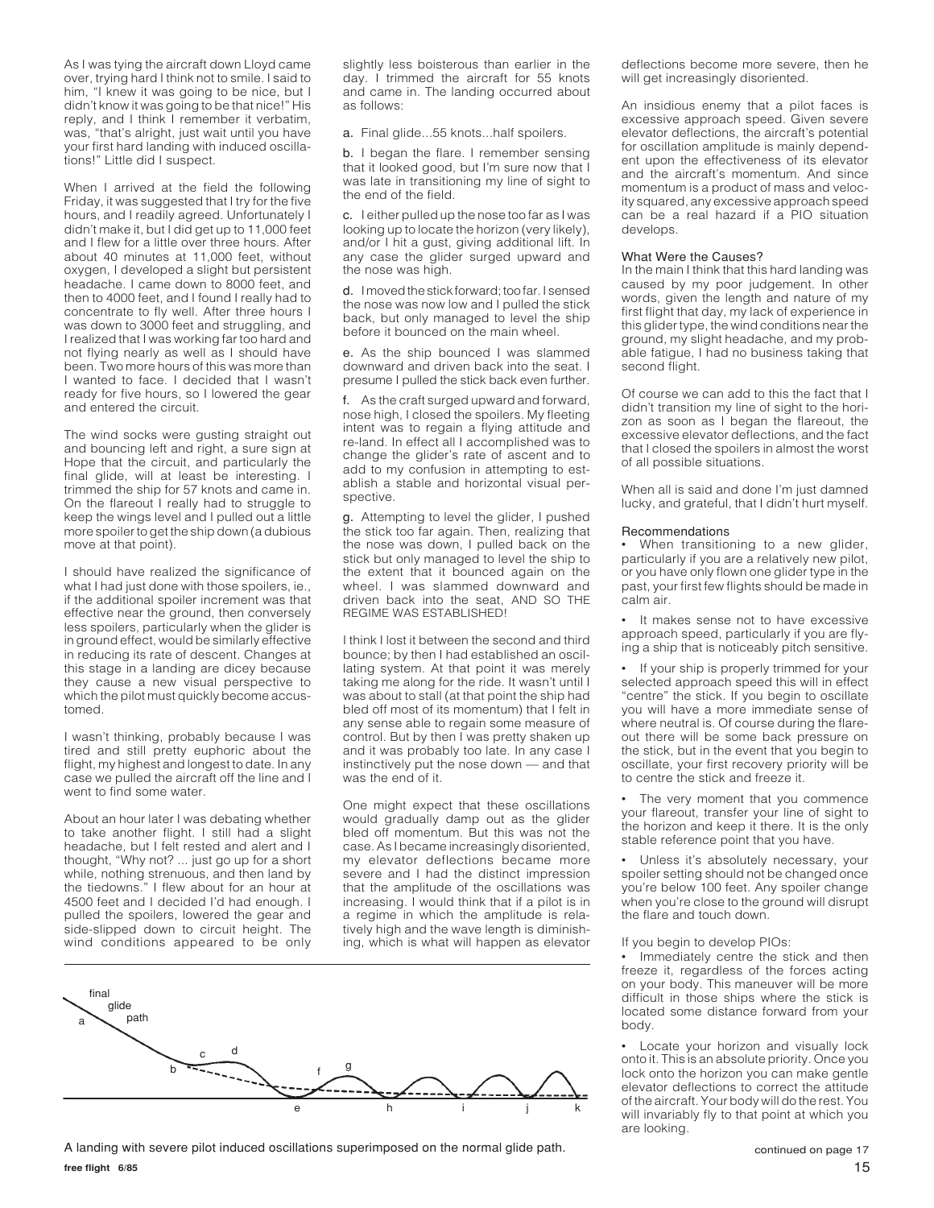As I was tying the aircraft down Lloyd came over, trying hard I think not to smile. I said to him, "I knew it was going to be nice, but I didn't know it was going to be that nice!" His reply, and I think I remember it verbatim, was, "that's alright, just wait until you have your first hard landing with induced oscillations!" Little did I suspect.

When I arrived at the field the following Friday, it was suggested that I try for the five hours, and I readily agreed. Unfortunately I didn't make it, but I did get up to 11,000 feet and I flew for a little over three hours. After about 40 minutes at 11,000 feet, without oxygen, I developed a slight but persistent headache. I came down to 8000 feet, and then to 4000 feet, and I found I really had to concentrate to fly well. After three hours I was down to 3000 feet and struggling, and I realized that I was working far too hard and not flying nearly as well as I should have been. Two more hours of this was more than I wanted to face. I decided that I wasn't ready for five hours, so I lowered the gear and entered the circuit.

The wind socks were gusting straight out and bouncing left and right, a sure sign at Hope that the circuit, and particularly the final glide, will at least be interesting. I trimmed the ship for 57 knots and came in. On the flareout I really had to struggle to keep the wings level and I pulled out a little more spoiler to get the ship down (a dubious move at that point).

I should have realized the significance of what I had just done with those spoilers, ie., if the additional spoiler increment was that effective near the ground, then conversely less spoilers, particularly when the glider is in ground effect, would be similarly effective in reducing its rate of descent. Changes at this stage in a landing are dicey because they cause a new visual perspective to which the pilot must quickly become accustomed.

I wasn't thinking, probably because I was tired and still pretty euphoric about the flight, my highest and longest to date. In any case we pulled the aircraft off the line and I went to find some water.

About an hour later I was debating whether to take another flight. I still had a slight headache, but I felt rested and alert and I thought, "Why not? ... just go up for a short while, nothing strenuous, and then land by the tiedowns." I flew about for an hour at 4500 feet and I decided I'd had enough. I pulled the spoilers, lowered the gear and side-slipped down to circuit height. The wind conditions appeared to be only slightly less boisterous than earlier in the day. I trimmed the aircraft for 55 knots and came in. The landing occurred about as follows:

a. Final glide...55 knots...half spoilers.

b. I began the flare. I remember sensing that it looked good, but I'm sure now that I was late in transitioning my line of sight to the end of the field.

c. I either pulled up the nose too far as I was looking up to locate the horizon (very likely), and/or I hit a gust, giving additional lift. In any case the glider surged upward and the nose was high.

d. I moved the stick forward; too far. I sensed the nose was now low and I pulled the stick back, but only managed to level the ship before it bounced on the main wheel.

e. As the ship bounced I was slammed downward and driven back into the seat. I presume I pulled the stick back even further.

f. As the craft surged upward and forward, nose high, I closed the spoilers. My fleeting intent was to regain a flying attitude and re-land. In effect all I accomplished was to change the glider's rate of ascent and to add to my confusion in attempting to establish a stable and horizontal visual perspective.

g. Attempting to level the glider, I pushed the stick too far again. Then, realizing that the nose was down, I pulled back on the stick but only managed to level the ship to the extent that it bounced again on the wheel. I was slammed downward and driven back into the seat, AND SO THE REGIME WAS ESTABLISHED!

I think I lost it between the second and third bounce; by then I had established an oscillating system. At that point it was merely taking me along for the ride. It wasn't until I was about to stall (at that point the ship had bled off most of its momentum) that I felt in any sense able to regain some measure of control. But by then I was pretty shaken up and it was probably too late. In any case I instinctively put the nose down — and that was the end of it.

One might expect that these oscillations would gradually damp out as the glider bled off momentum. But this was not the case. As I became increasingly disoriented, my elevator deflections became more severe and I had the distinct impression that the amplitude of the oscillations was increasing. I would think that if a pilot is in a regime in which the amplitude is relatively high and the wave length is diminishing, which is what will happen as elevator deflections become more severe, then he will get increasingly disoriented.

An insidious enemy that a pilot faces is excessive approach speed. Given severe elevator deflections, the aircraft's potential for oscillation amplitude is mainly dependent upon the effectiveness of its elevator and the aircraft's momentum. And since momentum is a product of mass and velocity squared, any excessive approach speed can be a real hazard if a PIO situation develops.

### What Were the Causes?

In the main I think that this hard landing was caused by my poor judgement. In other words, given the length and nature of my first flight that day, my lack of experience in this glider type, the wind conditions near the ground, my slight headache, and my probable fatigue, I had no business taking that second flight.

Of course we can add to this the fact that I didn't transition my line of sight to the horizon as soon as I began the flareout, the excessive elevator deflections, and the fact that I closed the spoilers in almost the worst of all possible situations.

When all is said and done I'm just damned lucky, and grateful, that I didn't hurt myself.

### Recommendations

- When transitioning to a new glider, particularly if you are a relatively new pilot, or you have only flown one glider type in the past, your first few flights should be made in calm air.
- It makes sense not to have excessive approach speed, particularly if you are flying a ship that is noticeably pitch sensitive.
- If your ship is properly trimmed for your selected approach speed this will in effect "centre" the stick. If you begin to oscillate you will have a more immediate sense of where neutral is. Of course during the flareout there will be some back pressure on the stick, but in the event that you begin to oscillate, your first recovery priority will be to centre the stick and freeze it.
- The very moment that you commence your flareout, transfer your line of sight to the horizon and keep it there. It is the only stable reference point that you have.
- Unless it's absolutely necessary, your spoiler setting should not be changed once you're below 100 feet. Any spoiler change when you're close to the ground will disrupt the flare and touch down.

If you begin to develop PIOs:

- Immediately centre the stick and then freeze it, regardless of the forces acting on your body. This maneuver will be more difficult in those ships where the stick is located some distance forward from your body.
- Locate your horizon and visually lock onto it. This is an absolute priority. Once you lock onto the horizon you can make gentle elevator deflections to correct the attitude of the aircraft. Your body will do the rest. You will invariably fly to that point at which you are looking.

continued on page 17

A landing with severe pilot induced oscillations superimposed on the normal glide path.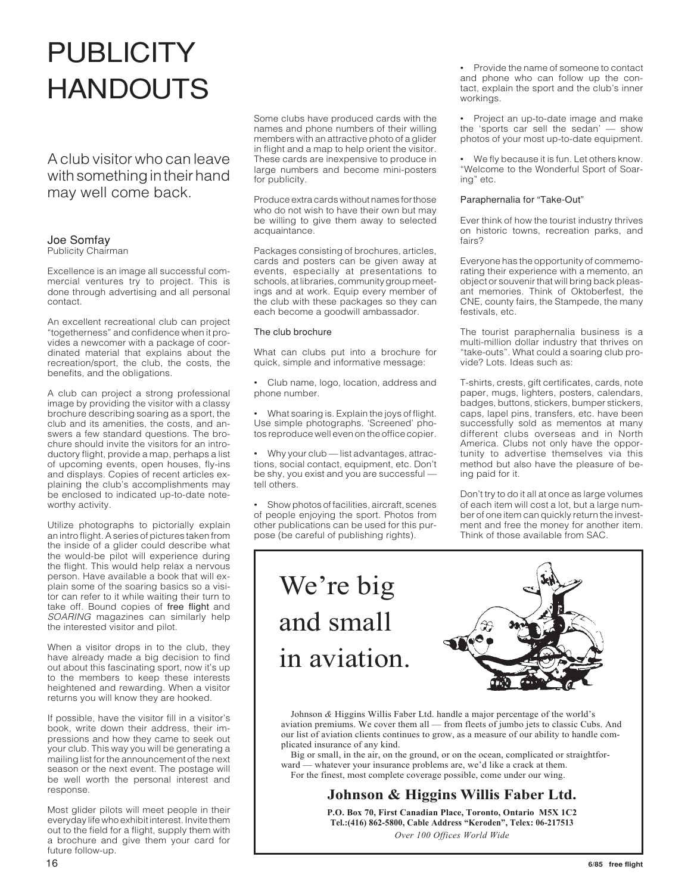# PUBLICITY HANDOUTS

## A club visitor who can leave with something in their hand may well come back.

### Joe Somfay
Publicity Chairman

Excellence is an image all successful commercial ventures try to project. This is done through advertising and all personal contact.

An excellent recreational club can project "togetherness" and confidence when it provides a newcomer with a package of coordinated material that explains about the recreation/sport, the club, the costs, the benefits, and the obligations.

A club can project a strong professional image by providing the visitor with a classy brochure describing soaring as a sport, the club and its amenities, the costs, and answers a few standard questions. The brochure should invite the visitors for an introductory flight, provide a map, perhaps a list of upcoming events, open houses, fly-ins and displays. Copies of recent articles explaining the club's accomplishments may be enclosed to indicated up-to-date noteworthy activity.

Utilize photographs to pictorially explain an intro flight. A series of pictures taken from the inside of a glider could describe what the would-be pilot will experience during the flight. This would help relax a nervous person. Have available a book that will explain some of the soaring basics so a visitor can refer to it while waiting their turn to take off. Bound copies of free flight and *SOARING* magazines can similarly help the interested visitor and pilot.

When a visitor drops in to the club, they have already made a big decision to find out about this fascinating sport, now it's up to the members to keep these interests heightened and rewarding. When a visitor returns you will know they are hooked.

If possible, have the visitor fill in a visitor's book, write down their address, their impressions and how they came to seek out your club. This way you will be generating a mailing list for the announcement of the next season or the next event. The postage will be well worth the personal interest and response.

Most glider pilots will meet people in their everyday life who exhibit interest. Invite them out to the field for a flight, supply them with a brochure and give them your card for future follow-up.

Some clubs have produced cards with the names and phone numbers of their willing members with an attractive photo of a glider in flight and a map to help orient the visitor. These cards are inexpensive to produce in large numbers and become mini-posters for publicity.

Produce extra cards without names for those who do not wish to have their own but may be willing to give them away to selected acquaintance.

Packages consisting of brochures, articles, cards and posters can be given away at events, especially at presentations to schools, at libraries, community group meetings and at work. Equip every member of the club with these packages so they can each become a goodwill ambassador.

#### The club brochure

What can clubs put into a brochure for quick, simple and informative message:

- Club name, logo, location, address and phone number.
- What soaring is. Explain the joys of flight. Use simple photographs. 'Screened' photos reproduce well even on the office copier.
- Why your club — list advantages, attractions, social contact, equipment, etc. Don't be shy, you exist and you are successful — tell others.
- Show photos of facilities, aircraft, scenes of people enjoying the sport. Photos from other publications can be used for this purpose (be careful of publishing rights).
- Provide the name of someone to contact and phone who can follow up the contact, explain the sport and the club's inner workings.
- Project an up-to-date image and make the 'sports car sell the sedan' — show photos of your most up-to-date equipment.
- We fly because it is fun. Let others know. "Welcome to the Wonderful Sport of Soaring" etc.

#### Paraphernalia for "Take-Out"

Ever think of how the tourist industry thrives on historic towns, recreation parks, and fairs?

Everyone has the opportunity of commemorating their experience with a memento, an object or souvenir that will bring back pleasant memories. Think of Oktoberfest, the CNE, county fairs, the Stampede, the many festivals, etc.

The tourist paraphernalia business is a multi-million dollar industry that thrives on "take-outs". What could a soaring club provide? Lots. Ideas such as:

T-shirts, crests, gift certificates, cards, note paper, mugs, lighters, posters, calendars, badges, buttons, stickers, bumper stickers, caps, lapel pins, transfers, etc. have been successfully sold as mementos at many different clubs overseas and in North America. Clubs not only have the opportunity to advertise themselves via this method but also have the pleasure of being paid for it.

Don't try to do it all at once as large volumes of each item will cost a lot, but a large number of one item can quickly return the investment and free the money for another item. Think of those available from SAC.

---

We're big and small in aviation.

Johnson & Higgins Willis Faber Ltd. handle a major percentage of the world's aviation premiums. We cover them all — from fleets of jumbo jets to classic Cubs. And our list of aviation clients continues to grow, as a measure of our ability to handle complicated insurance of any kind.

Big or small, in the air, on the ground, or on the ocean, complicated or straightforward — whatever your insurance problems are, we'd like a crack at them.

For the finest, most complete coverage possible, come under our wing.

**Johnson & Higgins Willis Faber Ltd.**

**P.O. Box 70, First Canadian Place, Toronto, Ontario M5X 1C2**
**Tel.:(416) 862-5800, Cable Address "Keroden", Telex: 06-217513**

*Over 100 Offices World Wide*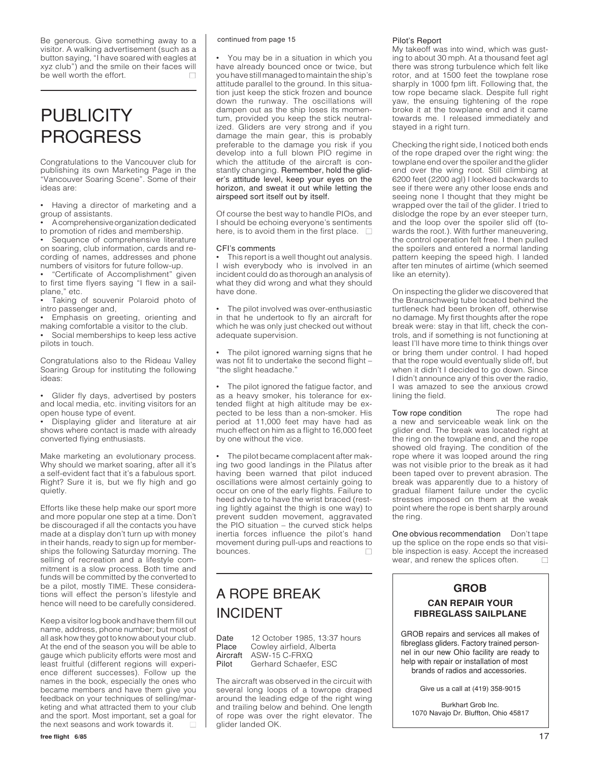Be generous. Give something away to a visitor. A walking advertisement (such as a button saying, "I have soared with eagles at xyz club") and the smile on their faces will be well worth the effort.

# PUBLICITY PROGRESS

Congratulations to the Vancouver club for publishing its own Marketing Page in the "Vancouver Soaring Scene". Some of their ideas are:

- Having a director of marketing and a group of assistants.
- A comprehensive organization dedicated to promotion of rides and membership.
- Sequence of comprehensive literature on soaring, club information, cards and recording of names, addresses and phone numbers of visitors for future follow-up.
- "Certificate of Accomplishment" given to first time flyers saying "I flew in a sailplane," etc.
- Taking of souvenir Polaroid photo of intro passenger and,
- Emphasis on greeting, orienting and making comfortable a visitor to the club.
- Social memberships to keep less active pilots in touch.

Congratulations also to the Rideau Valley Soaring Group for instituting the following ideas:

- Glider fly days, advertised by posters and local media, etc. inviting visitors for an open house type of event.
- Displaying glider and literature at air shows where contact is made with already converted flying enthusiasts.

Make marketing an evolutionary process. Why should we market soaring, after all it's a self-evident fact that it's a fabulous sport. Right? Sure it is, but we fly high and go quietly.

Efforts like these help make our sport more and more popular one step at a time. Don't be discouraged if all the contacts you have made at a display don't turn up with money in their hands, ready to sign up for memberships the following Saturday morning. The selling of recreation and a lifestyle commitment is a slow process. Both time and funds will be committed by the converted to be a pilot, mostly TIME. These considerations will effect the person's lifestyle and hence will need to be carefully considered.

Keep a visitor log book and have them fill out name, address, phone number; but most of all ask how they got to know about your club. At the end of the season you will be able to gauge which publicity efforts were most and least fruitful (different regions will experience different successes). Follow up the names in the book, especially the ones who became members and have them give you feedback on your techniques of selling/marketing and what attracted them to your club and the sport. Most important, set a goal for the next seasons and work towards it.

continued from page 15

- You may be in a situation in which you have already bounced once or twice, but you have still managed to maintain the ship's attitude parallel to the ground. In this situation just keep the stick frozen and bounce down the runway. The oscillations will dampen out as the ship loses its momentum, provided you keep the stick neutralized. Gliders are very strong and if you damage the main gear, this is probably preferable to the damage you risk if you develop into a full blown PIO regime in which the attitude of the aircraft is constantly changing. **Remember, hold the glider's attitude level, keep your eyes on the horizon, and sweat it out while letting the airspeed sort itself out by itself.**

Of course the best way to handle PIOs, and I should be echoing everyone's sentiments here, is to avoid them in the first place.

### CFI's comments

- This report is a well thought out analysis. I wish everybody who is involved in an incident could do as thorough an analysis of what they did wrong and what they should have done.
- The pilot involved was over-enthusiastic in that he undertook to fly an aircraft for which he was only just checked out without adequate supervision.
- The pilot ignored warning signs that he was not fit to undertake the second flight – "the slight headache."
- The pilot ignored the fatigue factor, and as a heavy smoker, his tolerance for extended flight at high altitude may be expected to be less than a non-smoker. His period at 11,000 feet may have had as much effect on him as a flight to 16,000 feet by one without the vice.
- The pilot became complacent after making two good landings in the Pilatus after having been warned that pilot induced oscillations were almost certainly going to occur on one of the early flights. Failure to heed advice to have the wrist braced (resting lightly against the thigh is one way) to prevent sudden movement, aggravated the PIO situation – the curved stick helps inertia forces influence the pilot's hand movement during pull-ups and reactions to bounces.

# A ROPE BREAK INCIDENT

Date 12 October 1985, 13:37 hours
Place Cowley airfield, Alberta
Aircraft ASW-15 C-FRXQ
Pilot Gerhard Schaefer, ESC

The aircraft was observed in the circuit with several long loops of a towrope draped around the leading edge of the right wing and trailing below and behind. One length of rope was over the right elevator. The glider landed OK.

### Pilot's Report

My takeoff was into wind, which was gusting to about 30 mph. At a thousand feet agl there was strong turbulence which felt like rotor, and at 1500 feet the towplane rose sharply in 1000 fpm lift. Following that, the tow rope became slack. Despite full right yaw, the ensuing tightening of the rope broke it at the towplane end and it came towards me. I released immediately and stayed in a right turn.

Checking the right side, I noticed both ends of the rope draped over the right wing: the towplane end over the spoiler and the glider end over the wing root. Still climbing at 6200 feet (2200 agl) I looked backwards to see if there were any other loose ends and seeing none I thought that they might be wrapped over the tail of the glider. I tried to dislodge the rope by an ever steeper turn, and the loop over the spoiler slid off (towards the root.). With further maneuvering, the control operation felt free. I then pulled the spoilers and entered a normal landing pattern keeping the speed high. I landed after ten minutes of airtime (which seemed like an eternity).

On inspecting the glider we discovered that the Braunschweig tube located behind the turtleneck had been broken off, otherwise no damage. My first thoughts after the rope break were: stay in that lift, check the controls, and if something is not functioning at least I'll have more time to think things over or bring them under control. I had hoped that the rope would eventually slide off, but when it didn't I decided to go down. Since I didn't announce any of this over the radio, I was amazed to see the anxious crowd lining the field.

**Tow rope condition** The rope had a new and serviceable weak link on the glider end. The break was located right at the ring on the towplane end, and the rope showed old fraying. The condition of the rope where it was looped around the ring was not visible prior to the break as it had been taped over to prevent abrasion. The break was apparently due to a history of gradual filament failure under the cyclic stresses imposed on them at the weak point where the rope is bent sharply around the ring.

**One obvious recommendation** Don't tape up the splice on the rope ends so that visible inspection is easy. Accept the increased wear, and renew the splices often.

## GROB

### CAN REPAIR YOUR FIBREGLASS SAILPLANE

GROB repairs and services all makes of fibreglass gliders. Factory trained personnel in our new Ohio facility are ready to help with repair or installation of most brands of radios and accessories.

Give us a call at (419) 358-9015

Burkhart Grob Inc.
1070 Navajo Dr. Bluffton, Ohio 45817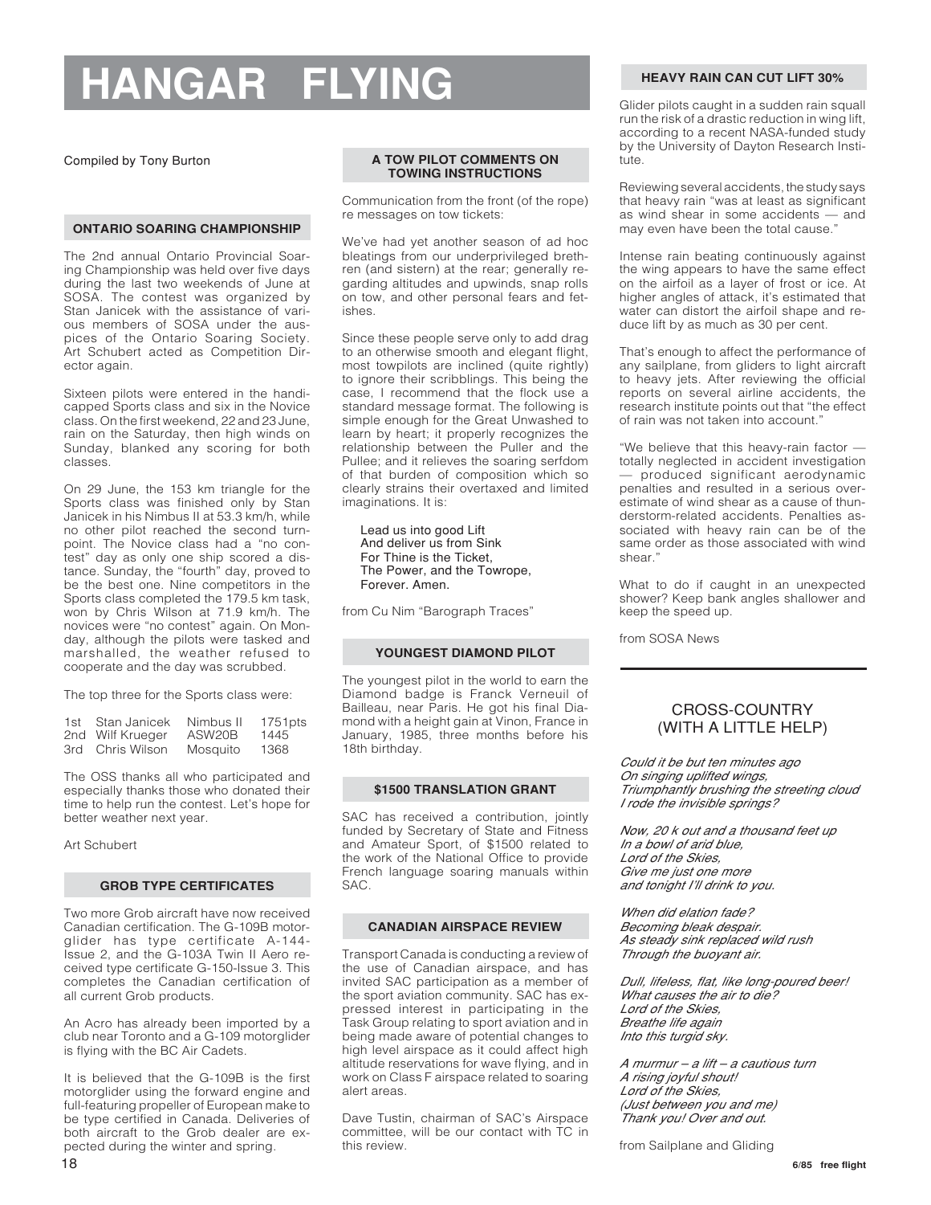# HANGAR FLYING

Compiled by Tony Burton

### ONTARIO SOARING CHAMPIONSHIP

The 2nd annual Ontario Provincial Soaring Championship was held over five days during the last two weekends of June at SOSA. The contest was organized by Stan Janicek with the assistance of various members of SOSA under the auspices of the Ontario Soaring Society. Art Schubert acted as Competition Director again.

Sixteen pilots were entered in the handicapped Sports class and six in the Novice class. On the first weekend, 22 and 23 June, rain on the Saturday, then high winds on Sunday, blanked any scoring for both classes.

On 29 June, the 153 km triangle for the Sports class was finished only by Stan Janicek in his Nimbus II at 53.3 km/h, while no other pilot reached the second turnpoint. The Novice class had a "no contest" day as only one ship scored a distance. Sunday, the "fourth" day, proved to be the best one. Nine competitors in the Sports class completed the 179.5 km task, won by Chris Wilson at 71.9 km/h. The novices were "no contest" again. On Monday, although the pilots were tasked and marshalled, the weather refused to cooperate and the day was scrubbed.

The top three for the Sports class were:

| | | | |
|---|---|---|---|
| 1st | Stan Janicek | Nimbus II | 1751pts |
| 2nd | Wilf Krueger | ASW20B | 1445 |
| 3rd | Chris Wilson | Mosquito | 1368 |

The OSS thanks all who participated and especially thanks those who donated their time to help run the contest. Let's hope for better weather next year.

Art Schubert

### GROB TYPE CERTIFICATES

Two more Grob aircraft have now received Canadian certification. The G-109B motorglider has type certificate A-144-Issue 2, and the G-103A Twin II Aero received type certificate G-150-Issue 3. This completes the Canadian certification of all current Grob products.

An Acro has already been imported by a club near Toronto and a G-109 motorglider is flying with the BC Air Cadets.

It is believed that the G-109B is the first motorglider using the forward engine and full-featuring propeller of European make to be type certified in Canada. Deliveries of both aircraft to the Grob dealer are expected during the winter and spring.

### A TOW PILOT COMMENTS ON TOWING INSTRUCTIONS

Communication from the front (of the rope) re messages on tow tickets:

We've had yet another season of ad hoc bleatings from our underprivileged brethren (and sistern) at the rear; generally regarding altitudes and upwinds, snap rolls on tow, and other personal fears and fetishes.

Since these people serve only to add drag to an otherwise smooth and elegant flight, most towpilots are inclined (quite rightly) to ignore their scribblings. This being the case, I recommend that the flock use a standard message format. The following is simple enough for the Great Unwashed to learn by heart; it properly recognizes the relationship between the Puller and the Pullee; and it relieves the soaring serfdom of that burden of composition which so clearly strains their overtaxed and limited imaginations. It is:

Lead us into good Lift
And deliver us from Sink
For Thine is the Ticket,
The Power, and the Towrope,
Forever. Amen.

from Cu Nim "Barograph Traces"

### YOUNGEST DIAMOND PILOT

The youngest pilot in the world to earn the Diamond badge is Franck Verneuil of Bailleau, near Paris. He got his final Diamond with a height gain at Vinon, France in January, 1985, three months before his 18th birthday.

### $1500 TRANSLATION GRANT

SAC has received a contribution, jointly funded by Secretary of State and Fitness and Amateur Sport, of $1500 related to the work of the National Office to provide French language soaring manuals within SAC.

### CANADIAN AIRSPACE REVIEW

Transport Canada is conducting a review of the use of Canadian airspace, and has invited SAC participation as a member of the sport aviation community. SAC has expressed interest in participating in the Task Group relating to sport aviation and in being made aware of potential changes to high level airspace as it could affect high altitude reservations for wave flying, and in work on Class F airspace related to soaring alert areas.

Dave Tustin, chairman of SAC's Airspace committee, will be our contact with TC in this review.

### HEAVY RAIN CAN CUT LIFT 30%

Glider pilots caught in a sudden rain squall run the risk of a drastic reduction in wing lift, according to a recent NASA-funded study by the University of Dayton Research Institute.

Reviewing several accidents, the study says that heavy rain "was at least as significant as wind shear in some accidents — and may even have been the total cause."

Intense rain beating continuously against the wing appears to have the same effect on the airfoil as a layer of frost or ice. At higher angles of attack, it's estimated that water can distort the airfoil shape and reduce lift by as much as 30 per cent.

That's enough to affect the performance of any sailplane, from gliders to light aircraft to heavy jets. After reviewing the official reports on several airline accidents, the research institute points out that "the effect of rain was not taken into account."

"We believe that this heavy-rain factor — totally neglected in accident investigation — produced significant aerodynamic penalties and resulted in a serious overestimate of wind shear as a cause of thunderstorm-related accidents. Penalties associated with heavy rain can be of the same order as those associated with wind shear."

What to do if caught in an unexpected shower? Keep bank angles shallower and keep the speed up.

from SOSA News

### CROSS-COUNTRY (WITH A LITTLE HELP)

*Could it be but ten minutes ago*
*On singing uplifted wings,*
*Triumphantly brushing the streeting cloud*
*I rode the invisible springs?*

*Now, 20 k out and a thousand feet up*
*In a bowl of arid blue,*
*Lord of the Skies,*
*Give me just one more*
*and tonight I'll drink to you.*

*When did elation fade?*
*Becoming bleak despair.*
*As steady sink replaced wild rush*
*Through the buoyant air.*

*Dull, lifeless, flat, like long-poured beer!*
*What causes the air to die?*
*Lord of the Skies,*
*Breathe life again*
*Into this turgid sky.*

*A murmur – a lift – a cautious turn*
*A rising joyful shout!*
*Lord of the Skies,*
*(Just between you and me)*
*Thank you! Over and out.*

from Sailplane and Gliding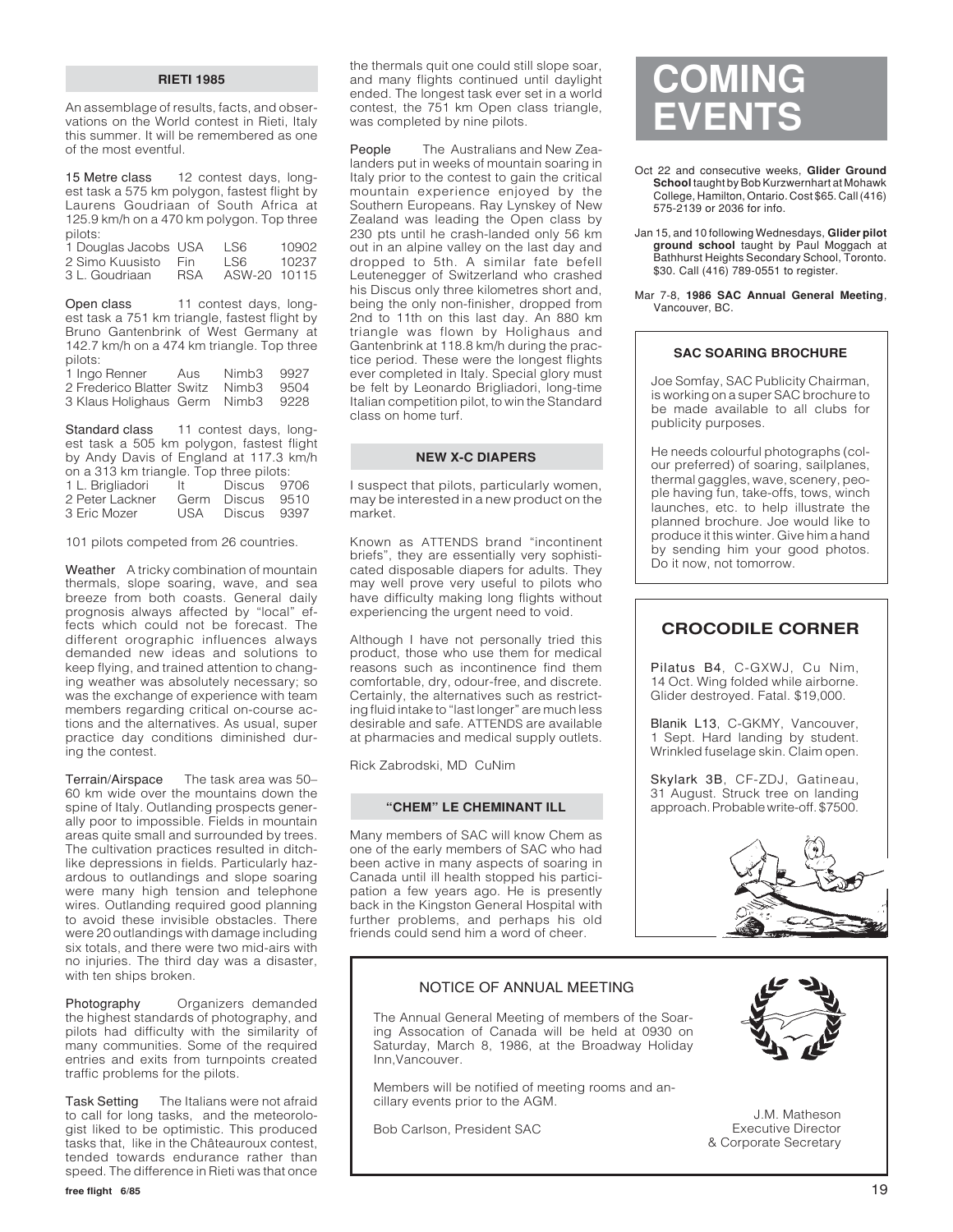## RIETI 1985

An assemblage of results, facts, and observations on the World contest in Rieti, Italy this summer. It will be remembered as one of the most eventful.

**15 Metre class** 12 contest days, longest task a 575 km polygon, fastest flight by Laurens Goudriaan of South Africa at 125.9 km/h on a 470 km polygon. Top three pilots:

| | | | |
|---|---|---|---|
| 1 Douglas Jacobs | USA | LS6 | 10902 |
| 2 Simo Kuusisto | Fin | LS6 | 10237 |
| 3 L. Goudriaan | RSA | ASW-20 | 10115 |

**Open class** 11 contest days, longest task a 751 km triangle, fastest flight by Bruno Gantenbrink of West Germany at 142.7 km/h on a 474 km triangle. Top three pilots:

| | | | |
|---|---|---|---|
| 1 Ingo Renner | Aus | Nimb3 | 9927 |
| 2 Frederico Blatter | Switz | Nimb3 | 9504 |
| 3 Klaus Holighaus | Germ | Nimb3 | 9228 |

**Standard class** 11 contest days, longest task a 505 km polygon, fastest flight by Andy Davis of England at 117.3 km/h on a 313 km triangle. Top three pilots:

| | | | |
|---|---|---|---|
| 1 L. Brigliadori | It | Discus | 9706 |
| 2 Peter Lackner | Germ | Discus | 9510 |
| 3 Eric Mozer | USA | Discus | 9397 |

101 pilots competed from 26 countries.

**Weather** A tricky combination of mountain thermals, slope soaring, wave, and sea breeze from both coasts. General daily prognosis always affected by "local" effects which could not be forecast. The different orographic influences always demanded new ideas and solutions to keep flying, and trained attention to changing weather was absolutely necessary; so was the exchange of experience with team members regarding critical on-course actions and the alternatives. As usual, super practice day conditions diminished during the contest.

**Terrain/Airspace** The task area was 50–60 km wide over the mountains down the spine of Italy. Outlanding prospects generally poor to impossible. Fields in mountain areas quite small and surrounded by trees. The cultivation practices resulted in ditch-like depressions in fields. Particularly hazardous to outlandings and slope soaring were many high tension and telephone wires. Outlanding required good planning to avoid these invisible obstacles. There were 20 outlandings with damage including six totals, and there were two mid-airs with no injuries. The third day was a disaster, with ten ships broken.

**Photography** Organizers demanded the highest standards of photography, and pilots had difficulty with the similarity of many communities. Some of the required entries and exits from turnpoints created traffic problems for the pilots.

**Task Setting** The Italians were not afraid to call for long tasks, and the meteorologist liked to be optimistic. This produced tasks that, like in the Châteauroux contest, tended towards endurance rather than speed. The difference in Rieti was that once the thermals quit one could still slope soar, and many flights continued until daylight ended. The longest task ever set in a world contest, the 751 km Open class triangle, was completed by nine pilots.

**People** The Australians and New Zealanders put in weeks of mountain soaring in Italy prior to the contest to gain the critical mountain experience enjoyed by the Southern Europeans. Ray Lynskey of New Zealand was leading the Open class by 230 pts until he crash-landed only 56 km out in an alpine valley on the last day and dropped to 5th. A similar fate befell Leutenegger of Switzerland who crashed his Discus only three kilometres short and, being the only non-finisher, dropped from 2nd to 11th on this last day. An 880 km triangle was flown by Holighaus and Gantenbrink at 118.8 km/h during the practice period. These were the longest flights ever completed in Italy. Special glory must be felt by Leonardo Brigliadori, long-time Italian competition pilot, to win the Standard class on home turf.

## NEW X-C DIAPERS

I suspect that pilots, particularly women, may be interested in a new product on the market.

Known as ATTENDS brand "incontinent briefs", they are essentially very sophisticated disposable diapers for adults. They may well prove very useful to pilots who have difficulty making long flights without experiencing the urgent need to void.

Although I have not personally tried this product, those who use them for medical reasons such as incontinence find them comfortable, dry, odour-free, and discrete. Certainly, the alternatives such as restricting fluid intake to "last longer" are much less desirable and safe. ATTENDS are available at pharmacies and medical supply outlets.

Rick Zabrodski, MD CuNim

## "CHEM" LE CHEMINANT ILL

Many members of SAC will know Chem as one of the early members of SAC who had been active in many aspects of soaring in Canada until ill health stopped his participation a few years ago. He is presently back in the Kingston General Hospital with further problems, and perhaps his old friends could send him a word of cheer.

# COMING EVENTS

- Oct 22 and consecutive weeks, **Glider Ground School** taught by Bob Kurzwernhart at Mohawk College, Hamilton, Ontario. Cost $65. Call (416) 575-2139 or 2036 for info.
- Jan 15, and 10 following Wednesdays, **Glider pilot ground school** taught by Paul Moggach at Bathhurst Heights Secondary School, Toronto. $30. Call (416) 789-0551 to register.
- Mar 7-8, **1986 SAC Annual General Meeting**, Vancouver, BC.

## SAC SOARING BROCHURE

Joe Somfay, SAC Publicity Chairman, is working on a super SAC brochure to be made available to all clubs for publicity purposes.

He needs colourful photographs (colour preferred) of soaring, sailplanes, thermal gaggles, wave, scenery, people having fun, take-offs, tows, winch launches, etc. to help illustrate the planned brochure. Joe would like to produce it this winter. Give him a hand by sending him your good photos. Do it now, not tomorrow.

## CROCODILE CORNER

**Pilatus B4**, C-GXWJ, Cu Nim, 14 Oct. Wing folded while airborne. Glider destroyed. Fatal. $19,000.

**Blanik L13**, C-GKMY, Vancouver, 1 Sept. Hard landing by student. Wrinkled fuselage skin. Claim open.

**Skylark 3B**, CF-ZDJ, Gatineau, 31 August. Struck tree on landing approach. Probable write-off. $7500.

## NOTICE OF ANNUAL MEETING

The Annual General Meeting of members of the Soaring Assocation of Canada will be held at 0930 on Saturday, March 8, 1986, at the Broadway Holiday Inn, Vancouver.

Members will be notified of meeting rooms and ancillary events prior to the AGM.

Bob Carlson, President SAC

J.M. Matheson
Executive Director
& Corporate Secretary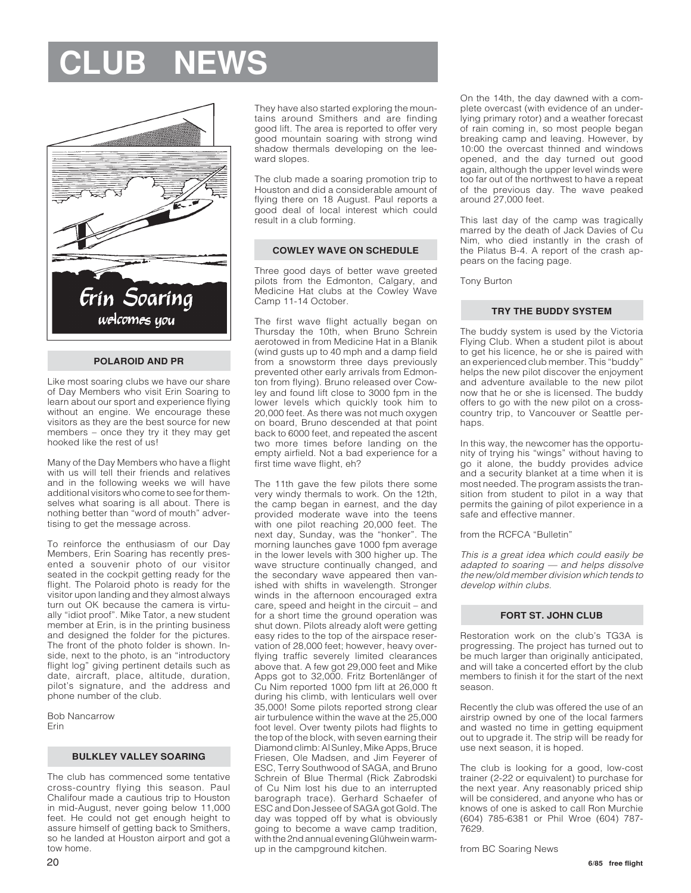# CLUB NEWS

Erin Soaring welcomes you

### POLAROID AND PR

Like most soaring clubs we have our share of Day Members who visit Erin Soaring to learn about our sport and experience flying without an engine. We encourage these visitors as they are the best source for new members – once they try it they may get hooked like the rest of us!

Many of the Day Members who have a flight with us will tell their friends and relatives and in the following weeks we will have additional visitors who come to see for themselves what soaring is all about. There is nothing better than "word of mouth" advertising to get the message across.

To reinforce the enthusiasm of our Day Members, Erin Soaring has recently presented a souvenir photo of our visitor seated in the cockpit getting ready for the flight. The Polaroid photo is ready for the visitor upon landing and they almost always turn out OK because the camera is virtually "idiot proof". Mike Tator, a new student member at Erin, is in the printing business and designed the folder for the pictures. The front of the photo folder is shown. Inside, next to the photo, is an "introductory flight log" giving pertinent details such as date, aircraft, place, altitude, duration, pilot's signature, and the address and phone number of the club.

Bob Nancarrow
Erin

### BULKLEY VALLEY SOARING

The club has commenced some tentative cross-country flying this season. Paul Chalifour made a cautious trip to Houston in mid-August, never going below 11,000 feet. He could not get enough height to assure himself of getting back to Smithers, so he landed at Houston airport and got a tow home.

They have also started exploring the mountains around Smithers and are finding good lift. The area is reported to offer very good mountain soaring with strong wind shadow thermals developing on the leeward slopes.

The club made a soaring promotion trip to Houston and did a considerable amount of flying there on 18 August. Paul reports a good deal of local interest which could result in a club forming.

### COWLEY WAVE ON SCHEDULE

Three good days of better wave greeted pilots from the Edmonton, Calgary, and Medicine Hat clubs at the Cowley Wave Camp 11-14 October.

The first wave flight actually began on Thursday the 10th, when Bruno Schrein aerotowed in from Medicine Hat in a Blanik (wind gusts up to 40 mph and a damp field from a snowstorm three days previously prevented other early arrivals from Edmonton from flying). Bruno released over Cowley and found lift close to 3000 fpm in the lower levels which quickly took him to 20,000 feet. As there was not much oxygen on board, Bruno descended at that point back to 6000 feet, and repeated the ascent two more times before landing on the empty airfield. Not a bad experience for a first time wave flight, eh?

The 11th gave the few pilots there some very windy thermals to work. On the 12th, the camp began in earnest, and the day provided moderate wave into the teens with one pilot reaching 20,000 feet. The next day, Sunday, was the "honker". The morning launches gave 1000 fpm average in the lower levels with 300 higher up. The wave structure continually changed, and the secondary wave appeared then vanished with shifts in wavelength. Stronger winds in the afternoon encouraged extra care, speed and height in the circuit – and for a short time the ground operation was shut down. Pilots already aloft were getting easy rides to the top of the airspace reservation of 28,000 feet; however, heavy overflying traffic severely limited clearances above that. A few got 29,000 feet and Mike Apps got to 32,000. Fritz Bortenländer of Cu Nim reported 1000 fpm lift at 26,000 ft during his climb, with lenticulars well over 35,000! Some pilots reported strong clear air turbulence within the wave at the 25,000 foot level. Over twenty pilots had flights to the top of the block, with seven earning their Diamond climb: Al Sunley, Mike Apps, Bruce Friesen, Ole Madsen, and Jim Feyerer of ESC, Terry Southwood of SAGA, and Bruno Schrein of Blue Thermal (Rick Zabrodski of Cu Nim lost his due to an interrupted barograph trace). Gerhard Schaefer of ESC and Don Jessee of SAGA got Gold. The day was topped off by what is obviously going to become a wave camp tradition, with the 2nd annual evening Glühwein warm-up in the campground kitchen.

On the 14th, the day dawned with a complete overcast (with evidence of an underlying primary rotor) and a weather forecast of rain coming in, so most people began breaking camp and leaving. However, by 10:00 the overcast thinned and windows opened, and the day turned out good again, although the upper level winds were too far out of the northwest to have a repeat of the previous day. The wave peaked around 27,000 feet.

This last day of the camp was tragically marred by the death of Jack Davies of Cu Nim, who died instantly in the crash of the Pilatus B-4. A report of the crash appears on the facing page.

Tony Burton

### TRY THE BUDDY SYSTEM

The buddy system is used by the Victoria Flying Club. When a student pilot is about to get his licence, he or she is paired with an experienced club member. This "buddy" helps the new pilot discover the enjoyment and adventure available to the new pilot now that he or she is licensed. The buddy offers to go with the new pilot on a cross-country trip, to Vancouver or Seattle perhaps.

In this way, the newcomer has the opportunity of trying his "wings" without having to go it alone, the buddy provides advice and a security blanket at a time when it is most needed. The program assists the transition from student to pilot in a way that permits the gaining of pilot experience in a safe and effective manner.

from the RCFCA "Bulletin"

*This is a great idea which could easily be adapted to soaring — and helps dissolve the new/old member division which tends to develop within clubs.*

### FORT ST. JOHN CLUB

Restoration work on the club's TG3A is progressing. The project has turned out to be much larger than originally anticipated, and will take a concerted effort by the club members to finish it for the start of the next season.

Recently the club was offered the use of an airstrip owned by one of the local farmers and wasted no time in getting equipment out to upgrade it. The strip will be ready for use next season, it is hoped.

The club is looking for a good, low-cost trainer (2-22 or equivalent) to purchase for the next year. Any reasonably priced ship will be considered, and anyone who has or knows of one is asked to call Ron Murchie (604) 785-6381 or Phil Wroe (604) 787-7629.

from BC Soaring News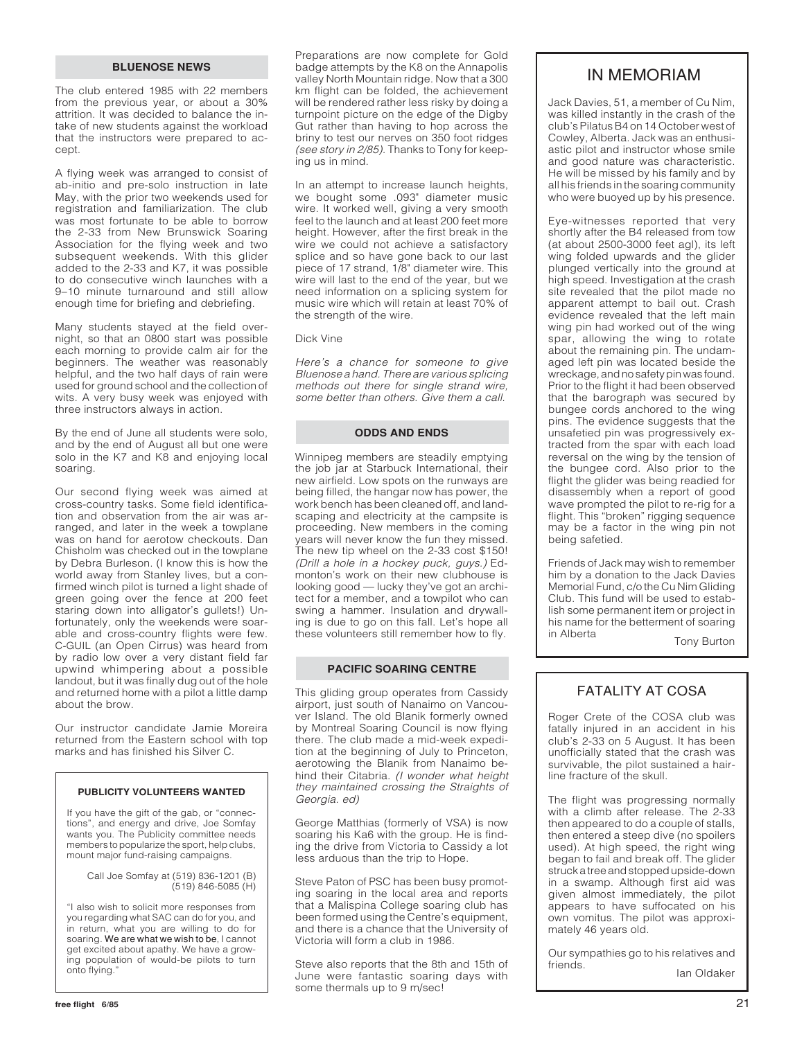## BLUENOSE NEWS

The club entered 1985 with 22 members from the previous year, or about a 30% attrition. It was decided to balance the intake of new students against the workload that the instructors were prepared to accept.

A flying week was arranged to consist of ab-initio and pre-solo instruction in late May, with the prior two weekends used for registration and familiarization. The club was most fortunate to be able to borrow the 2-33 from New Brunswick Soaring Association for the flying week and two subsequent weekends. With this glider added to the 2-33 and K7, it was possible to do consecutive winch launches with a 9–10 minute turnaround and still allow enough time for briefing and debriefing.

Many students stayed at the field overnight, so that an 0800 start was possible each morning to provide calm air for the beginners. The weather was reasonably helpful, and the two half days of rain were used for ground school and the collection of wits. A very busy week was enjoyed with three instructors always in action.

By the end of June all students were solo, and by the end of August all but one were solo in the K7 and K8 and enjoying local soaring.

Our second flying week was aimed at cross-country tasks. Some field identification and observation from the air was arranged, and later in the week a towplane was on hand for aerotow checkouts. Dan Chisholm was checked out in the towplane by Debra Burleson. (I know this is how the world away from Stanley lives, but a confirmed winch pilot is turned a light shade of green going over the fence at 200 feet staring down into alligator's gullets!) Unfortunately, only the weekends were soarable and cross-country flights were few. C-GUIL (an Open Cirrus) was heard from by radio low over a very distant field far upwind whimpering about a possible landout, but it was finally dug out of the hole and returned home with a pilot a little damp about the brow.

Our instructor candidate Jamie Moreira returned from the Eastern school with top marks and has finished his Silver C.

Preparations are now complete for Gold badge attempts by the K8 on the Annapolis valley North Mountain ridge. Now that a 300 km flight can be folded, the achievement will be rendered rather less risky by doing a turnpoint picture on the edge of the Digby Gut rather than having to hop across the briny to test our nerves on 350 foot ridges *(see story in 2/85)*. Thanks to Tony for keeping us in mind.

In an attempt to increase launch heights, we bought some .093" diameter music wire. It worked well, giving a very smooth feel to the launch and at least 200 feet more height. However, after the first break in the wire we could not achieve a satisfactory splice and so have gone back to our last piece of 17 strand, 1/8" diameter wire. This wire will last to the end of the year, but we need information on a splicing system for music wire which will retain at least 70% of the strength of the wire.

Dick Vine

*Here's a chance for someone to give Bluenose a hand. There are various splicing methods out there for single strand wire, some better than others. Give them a call.*

### PUBLICITY VOLUNTEERS WANTED

If you have the gift of the gab, or "connections", and energy and drive, Joe Somfay wants you. The Publicity committee needs members to popularize the sport, help clubs, mount major fund-raising campaigns.

Call Joe Somfay at (519) 836-1201 (B)
(519) 846-5085 (H)

"I also wish to solicit more responses from you regarding what SAC can do for you, and in return, what you are willing to do for soaring. We are what we wish to be, I cannot get excited about apathy. We have a growing population of would-be pilots to turn onto flying."

## ODDS AND ENDS

Winnipeg members are steadily emptying the job jar at Starbuck International, their new airfield. Low spots on the runways are being filled, the hangar now has power, the work bench has been cleaned off, and landscaping and electricity at the campsite is proceeding. New members in the coming years will never know the fun they missed. The new tip wheel on the 2-33 cost $150! *(Drill a hole in a hockey puck, guys.)* Edmonton's work on their new clubhouse is looking good — lucky they've got an architect for a member, and a towpilot who can swing a hammer. Insulation and drywalling is due to go on this fall. Let's hope all these volunteers still remember how to fly.

## PACIFIC SOARING CENTRE

This gliding group operates from Cassidy airport, just south of Nanaimo on Vancouver Island. The old Blanik formerly owned by Montreal Soaring Council is now flying there. The club made a mid-week expedition at the beginning of July to Princeton, aerotowing the Blanik from Nanaimo behind their Citabria. *(I wonder what height they maintained crossing the Straights of Georgia. ed)*

George Matthias (formerly of VSA) is now soaring his Ka6 with the group. He is finding the drive from Victoria to Cassidy a lot less arduous than the trip to Hope.

Steve Paton of PSC has been busy promoting soaring in the local area and reports that a Malispina College soaring club has been formed using the Centre's equipment, and there is a chance that the University of Victoria will form a club in 1986.

Steve also reports that the 8th and 15th of June were fantastic soaring days with some thermals up to 9 m/sec!

## IN MEMORIAM

Jack Davies, 51, a member of Cu Nim, was killed instantly in the crash of the club's Pilatus B4 on 14 October west of Cowley, Alberta. Jack was an enthusiastic pilot and instructor whose smile and good nature was characteristic. He will be missed by his family and by all his friends in the soaring community who were buoyed up by his presence.

Eye-witnesses reported that very shortly after the B4 released from tow (at about 2500-3000 feet agl), its left wing folded upwards and the glider plunged vertically into the ground at high speed. Investigation at the crash site revealed that the pilot made no apparent attempt to bail out. Crash evidence revealed that the left main wing pin had worked out of the wing spar, allowing the wing to rotate about the remaining pin. The undamaged left pin was located beside the wreckage, and no safety pin was found. Prior to the flight it had been observed that the barograph was secured by bungee cords anchored to the wing pins. The evidence suggests that the unsafetied pin was progressively extracted from the spar with each load reversal on the wing by the tension of the bungee cord. Also prior to the flight the glider was being readied for disassembly when a report of good wave prompted the pilot to re-rig for a flight. This "broken" rigging sequence may be a factor in the wing pin not being safetied.

Friends of Jack may wish to remember him by a donation to the Jack Davies Memorial Fund, c/o the Cu Nim Gliding Club. This fund will be used to establish some permanent item or project in his name for the betterment of soaring in Alberta

Tony Burton

## FATALITY AT COSA

Roger Crete of the COSA club was fatally injured in an accident in his club's 2-33 on 5 August. It has been unofficially stated that the crash was survivable, the pilot sustained a hairline fracture of the skull.

The flight was progressing normally with a climb after release. The 2-33 then appeared to do a couple of stalls, then entered a steep dive (no spoilers used). At high speed, the right wing began to fail and break off. The glider struck a tree and stopped upside-down in a swamp. Although first aid was given almost immediately, the pilot appears to have suffocated on his own vomitus. The pilot was approximately 46 years old.

Our sympathies go to his relatives and friends.

Ian Oldaker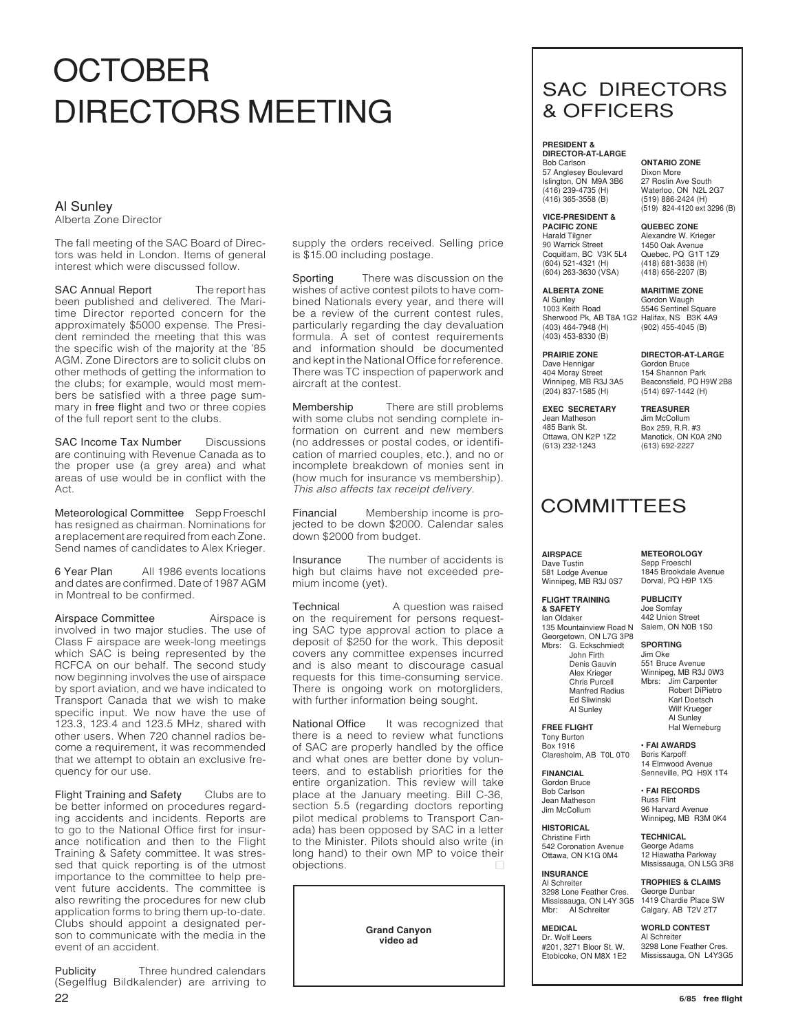# OCTOBER DIRECTORS MEETING

**Al Sunley**
Alberta Zone Director

The fall meeting of the SAC Board of Directors was held in London. Items of general interest which were discussed follow.

**SAC Annual Report** The report has been published and delivered. The Maritime Director reported concern for the approximately $5000 expense. The President reminded the meeting that this was the specific wish of the majority at the '85 AGM. Zone Directors are to solicit clubs on other methods of getting the information to the clubs; for example, would most members be satisfied with a three page summary in free flight and two or three copies of the full report sent to the clubs.

**SAC Income Tax Number** Discussions are continuing with Revenue Canada as to the proper use (a grey area) and what areas of use would be in conflict with the Act.

**Meteorological Committee** Sepp Froeschl has resigned as chairman. Nominations for a replacement are required from each Zone. Send names of candidates to Alex Krieger.

**6 Year Plan** All 1986 events locations and dates are confirmed. Date of 1987 AGM in Montreal to be confirmed.

**Airspace Committee** Airspace is involved in two major studies. The use of Class F airspace are week-long meetings which SAC is being represented by the RCFCA on our behalf. The second study now beginning involves the use of airspace by sport aviation, and we have indicated to Transport Canada that we wish to make specific input. We now have the use of 123.3, 123.4 and 123.5 MHz, shared with other users. When 720 channel radios become a requirement, it was recommended that we attempt to obtain an exclusive frequency for our use.

**Flight Training and Safety** Clubs are to be better informed on procedures regarding accidents and incidents. Reports are to go to the National Office first for insurance notification and then to the Flight Training & Safety committee. It was stressed that quick reporting is of the utmost importance to the committee to help prevent future accidents. The committee is also rewriting the procedures for new club application forms to bring them up-to-date. Clubs should appoint a designated person to communicate with the media in the event of an accident.

**Publicity** Three hundred calendars (Segelflug Bildkalender) are arriving to supply the orders received. Selling price is $15.00 including postage.

**Sporting** There was discussion on the wishes of active contest pilots to have combined Nationals every year, and there will be a review of the current contest rules, particularly regarding the day devaluation formula. A set of contest requirements and information should be documented and kept in the National Office for reference. There was TC inspection of paperwork and aircraft at the contest.

**Membership** There are still problems with some clubs not sending complete information on current and new members (no addresses or postal codes, or identification of married couples, etc.), and no or incomplete breakdown of monies sent in (how much for insurance vs membership). *This also affects tax receipt delivery.*

**Financial** Membership income is projected to be down $2000. Calendar sales down $2000 from budget.

**Insurance** The number of accidents is high but claims have not exceeded premium income (yet).

**Technical** A question was raised on the requirement for persons requesting SAC type approval action to place a deposit of $250 for the work. This deposit covers any committee expenses incurred and is also meant to discourage casual requests for this time-consuming service. There is ongoing work on motorgliders, with further information being sought.

**National Office** It was recognized that there is a need to review what functions of SAC are properly handled by the office and what ones are better done by volunteers, and to establish priorities for the entire organization. This review will take place at the January meeting. Bill C-36, section 5.5 (regarding doctors reporting pilot medical problems to Transport Canada) has been opposed by SAC in a letter to the Minister. Pilots should also write (in long hand) to their own MP to voice their objections.

**Grand Canyon video ad**

## SAC DIRECTORS & OFFICERS

**PRESIDENT & DIRECTOR-AT-LARGE**
Bob Carlson
57 Anglesey Boulevard
Islington, ON M9A 3B6
(416) 239-4735 (H)
(416) 365-3558 (B)

**VICE-PRESIDENT & PACIFIC ZONE**
Harald Tilgner
90 Warrick Street
Coquitlam, BC V3K 5L4
(604) 521-4321 (H)
(604) 263-3630 (VSA)

**ALBERTA ZONE**
Al Sunley
1003 Keith Road
Sherwood Pk, AB T8A 1G2
(403) 464-7948 (H)
(403) 453-8330 (B)

**PRAIRIE ZONE**
Dave Hennigar
404 Moray Street
Winnipeg, MB R3J 3A5
(204) 837-1585 (H)

**EXEC SECRETARY**
Jean Matheson
485 Bank St.
Ottawa, ON K2P 1Z2
(613) 232-1243

**ONTARIO ZONE**
Dixon More
27 Roslin Ave South
Waterloo, ON N2L 2G7
(519) 886-2424 (H)
(519) 824-4120 ext 3296 (B)

**QUEBEC ZONE**
Alexandre W. Krieger
1450 Oak Avenue
Quebec, PQ G1T 1Z9
(418) 681-3638 (H)
(418) 656-2207 (B)

**MARITIME ZONE**
Gordon Waugh
5546 Sentinel Square
Halifax, NS B3K 4A9
(902) 455-4045 (B)

**DIRECTOR-AT-LARGE**
Gordon Bruce
154 Shannon Park
Beaconsfield, PQ H9W 2B8
(514) 697-1442 (H)

**TREASURER**
Jim McCollum
Box 259, R.R. #3
Manotick, ON K0A 2N0
(613) 692-2227

## COMMITTEES

**AIRSPACE**
Dave Tustin
581 Lodge Avenue
Winnipeg, MB R3J 0S7

**FLIGHT TRAINING & SAFETY**
Ian Oldaker
135 Mountainview Road N
Georgetown, ON L7G 3P8
Mbrs: G. Eckschmiedt
John Firth
Denis Gauvin
Alex Krieger
Chris Purcell
Manfred Radius
Ed Sliwinski
Al Sunley

**FREE FLIGHT**
Tony Burton
Box 1916
Claresholm, AB T0L 0T0

**FINANCIAL**
Gordon Bruce
Bob Carlson
Jean Matheson
Jim McCollum

**HISTORICAL**
Christine Firth
542 Coronation Avenue
Ottawa, ON K1G 0M4

**INSURANCE**
Al Schreiter
3298 Lone Feather Cres.
Mississauga, ON L4Y 3G5
Mbr: Al Schreiter

**MEDICAL**
Dr. Wolf Leers
#201, 3271 Bloor St. W.
Etobicoke, ON M8X 1E2

**METEOROLOGY**
Sepp Froeschl
1845 Brookdale Avenue
Dorval, PQ H9P 1X5

**PUBLICITY**
Joe Somfay
442 Union Street
Salem, ON N0B 1S0

**SPORTING**
Jim Oke
551 Bruce Avenue
Winnipeg, MB R3J 0W3
Mbrs: Jim Carpenter
Robert DiPietro
Karl Doetsch
Wilf Krueger
Al Sunley
Hal Werneburg

**• FAI AWARDS**
Boris Karpoff
14 Elmwood Avenue
Senneville, PQ H9X 1T4

**• FAI RECORDS**
Russ Flint
96 Harvard Avenue
Winnipeg, MB R3M 0K4

**TECHNICAL**
George Adams
12 Hiawatha Parkway
Mississauga, ON L5G 3R8

**TROPHIES & CLAIMS**
George Dunbar
1419 Chardie Place SW
Calgary, AB T2V 2T7

**WORLD CONTEST**
Al Schreiter
3298 Lone Feather Cres.
Mississauga, ON L4Y3G5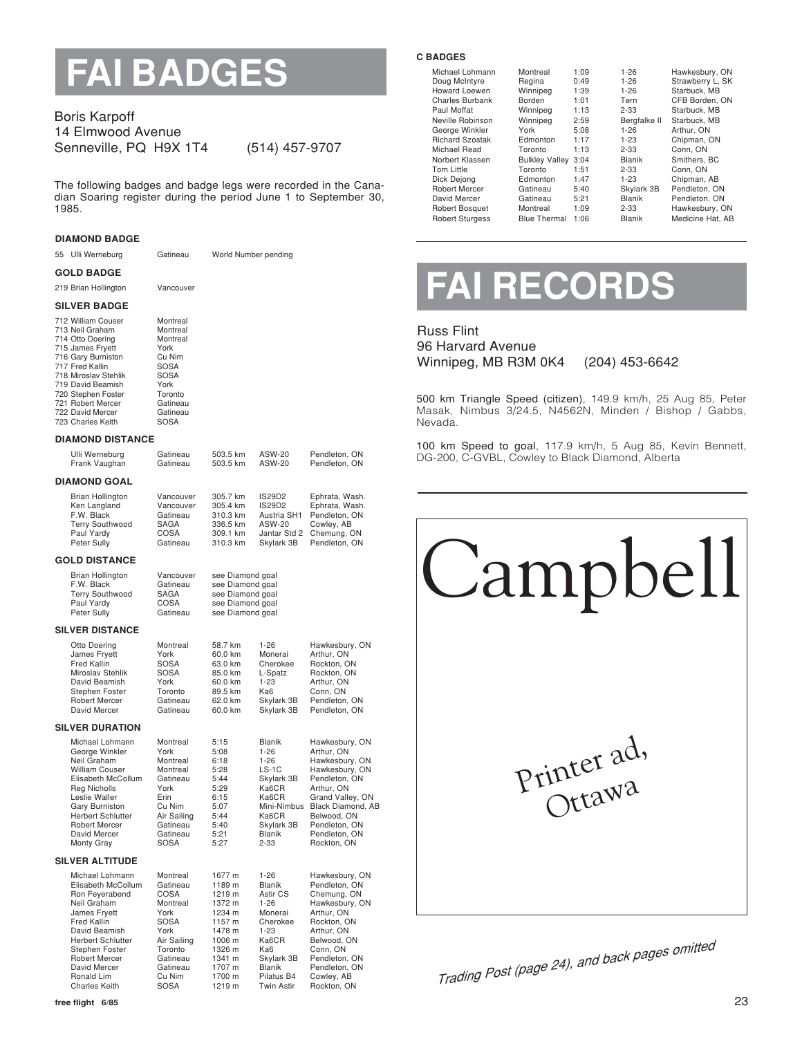# FAI BADGES

Boris Karpoff
14 Elmwood Avenue
Senneville, PQ H9X 1T4 (514) 457-9707

The following badges and badge legs were recorded in the Canadian Soaring register during the period June 1 to September 30, 1985.

### DIAMOND BADGE

| | | |
|---|---|---|
| 55 Ulli Werneburg | Gatineau | World Number pending |

### GOLD BADGE

| | |
|---|---|
| 219 Brian Hollington | Vancouver |

### SILVER BADGE

| | |
|---|---|
| 712 William Couser | Montreal |
| 713 Neil Graham | Montreal |
| 714 Otto Doering | Montreal |
| 715 James Fryett | York |
| 716 Gary Burniston | Cu Nim |
| 717 Fred Kallin | SOSA |
| 718 Miroslav Stehlik | SOSA |
| 719 David Beamish | York |
| 720 Stephen Foster | Toronto |
| 721 Robert Mercer | Gatineau |
| 722 David Mercer | Gatineau |
| 723 Charles Keith | SOSA |

### DIAMOND DISTANCE

| | | | | |
|---|---|---|---|---|
| Ulli Werneburg | Gatineau | 503.5 km | ASW-20 | Pendleton, ON |
| Frank Vaughan | Gatineau | 503.5 km | ASW-20 | Pendleton, ON |

### DIAMOND GOAL

| | | | | |
|---|---|---|---|---|
| Brian Hollington | Vancouver | 305.7 km | IS29D2 | Ephrata, Wash. |
| Ken Langland | Vancouver | 305.4 km | IS29D2 | Ephrata, Wash. |
| F.W. Black | Gatineau | 310.3 km | Austria SH1 | Pendleton, ON |
| Terry Southwood | SAGA | 336.5 km | ASW-20 | Cowley, AB |
| Paul Yardy | COSA | 309.1 km | Jantar Std 2 | Chemung, ON |
| Peter Sully | Gatineau | 310.3 km | Skylark 3B | Pendleton, ON |

### GOLD DISTANCE

| | | |
|---|---|---|
| Brian Hollington | Vancouver | see Diamond goal |
| F.W. Black | Gatineau | see Diamond goal |
| Terry Southwood | SAGA | see Diamond goal |
| Paul Yardy | COSA | see Diamond goal |
| Peter Sully | Gatineau | see Diamond goal |

### SILVER DISTANCE

| | | | | |
|---|---|---|---|---|
| Otto Doering | Montreal | 58.7 km | 1-26 | Hawkesbury, ON |
| James Fryett | York | 60.0 km | Monerai | Arthur, ON |
| Fred Kallin | SOSA | 63.0 km | Cherokee | Rockton, ON |
| Miroslav Stehlik | SOSA | 85.0 km | L-Spatz | Rockton, ON |
| David Beamish | York | 60.0 km | 1-23 | Arthur, ON |
| Stephen Foster | Toronto | 89.5 km | Ka6 | Conn, ON |
| Robert Mercer | Gatineau | 62.0 km | Skylark 3B | Pendleton, ON |
| David Mercer | Gatineau | 60.0 km | Skylark 3B | Pendleton, ON |

### SILVER DURATION

| | | | | |
|---|---|---|---|---|
| Michael Lohmann | Montreal | 5:15 | Blanik | Hawkesbury, ON |
| George Winkler | York | 5:08 | 1-26 | Arthur, ON |
| Neil Graham | Montreal | 6:18 | 1-26 | Hawkesbury, ON |
| William Couser | Montreal | 5:28 | LS-1C | Hawkesbury, ON |
| Elisabeth McCollum | Gatineau | 5:44 | Skylark 3B | Pendleton, ON |
| Reg Nicholls | York | 5:29 | Ka6CR | Arthur, ON |
| Leslie Waller | Erin | 6:15 | Ka6CR | Grand Valley, ON |
| Gary Burniston | Cu Nim | 5:07 | Mini-Nimbus | Black Diamond, AB |
| Herbert Schlutter | Air Sailing | 5:44 | Ka6CR | Belwood, ON |
| Robert Mercer | Gatineau | 5:40 | Skylark 3B | Pendleton, ON |
| David Mercer | Gatineau | 5:21 | Blanik | Pendleton, ON |
| Monty Gray | SOSA | 5:27 | 2-33 | Rockton, ON |

### SILVER ALTITUDE

| | | | | |
|---|---|---|---|---|
| Michael Lohmann | Montreal | 1677 m | 1-26 | Hawkesbury, ON |
| Elisabeth McCollum | Gatineau | 1189 m | Blanik | Pendleton, ON |
| Ron Feyerabend | COSA | 1219 m | Astir CS | Chemung, ON |
| Neil Graham | Montreal | 1372 m | 1-26 | Hawkesbury, ON |
| James Fryett | York | 1234 m | Monerai | Arthur, ON |
| Fred Kallin | SOSA | 1157 m | Cherokee | Rockton, ON |
| David Beamish | York | 1478 m | 1-23 | Arthur, ON |
| Herbert Schlutter | Air Sailing | 1006 m | Ka6CR | Belwood, ON |
| Stephen Foster | Toronto | 1326 m | Ka6 | Conn, ON |
| Robert Mercer | Gatineau | 1341 m | Skylark 3B | Pendleton, ON |
| David Mercer | Gatineau | 1707 m | Blanik | Pendleton, ON |
| Ronald Lim | Cu Nim | 1700 m | Pilatus B4 | Cowley, AB |
| Charles Keith | SOSA | 1219 m | Twin Astir | Rockton, ON |

### C BADGES

| | | | | |
|---|---|---|---|---|
| Michael Lohmann | Montreal | 1:09 | 1-26 | Hawkesbury, ON |
| Doug McIntyre | Regina | 0:49 | 1-26 | Strawberry L, SK |
| Howard Loewen | Winnipeg | 1:39 | 1-26 | Starbuck, MB |
| Charles Burbank | Borden | 1:01 | Tern | CFB Borden, ON |
| Paul Moffat | Winnipeg | 1:13 | 2-33 | Starbuck, MB |
| Neville Robinson | Winnipeg | 2:59 | Bergfalke II | Starbuck, MB |
| George Winkler | York | 5:08 | 1-26 | Arthur, ON |
| Richard Szostak | Edmonton | 1:17 | 1-23 | Chipman, ON |
| Michael Read | Toronto | 1:13 | 2-33 | Conn, ON |
| Norbert Klassen | Bulkley Valley | 3:04 | Blanik | Smithers, BC |
| Tom Little | Toronto | 1:51 | 2-33 | Conn, ON |
| Dick Dejong | Edmonton | 1:47 | 1-23 | Chipman, AB |
| Robert Mercer | Gatineau | 5:40 | Skylark 3B | Pendleton, ON |
| David Mercer | Gatineau | 5:21 | Blanik | Pendleton, ON |
| Robert Bosquet | Montreal | 1:09 | 2-33 | Hawkesbury, ON |
| Robert Sturgess | Blue Thermal | 1:06 | Blanik | Medicine Hat, AB |

# FAI RECORDS

Russ Flint
96 Harvard Avenue
Winnipeg, MB R3M 0K4 (204) 453-6642

500 km Triangle Speed (citizen), 149.9 km/h, 25 Aug 85, Peter Masak, Nimbus 3/24.5, N4562N, Minden / Bishop / Gabbs, Nevada.

100 km Speed to goal, 117.9 km/h, 5 Aug 85, Kevin Bennett, DG-200, C-GVBL, Cowley to Black Diamond, Alberta

Campbell

Printer ad, Ottawa

*Trading Post (page 24), and back pages omitted*